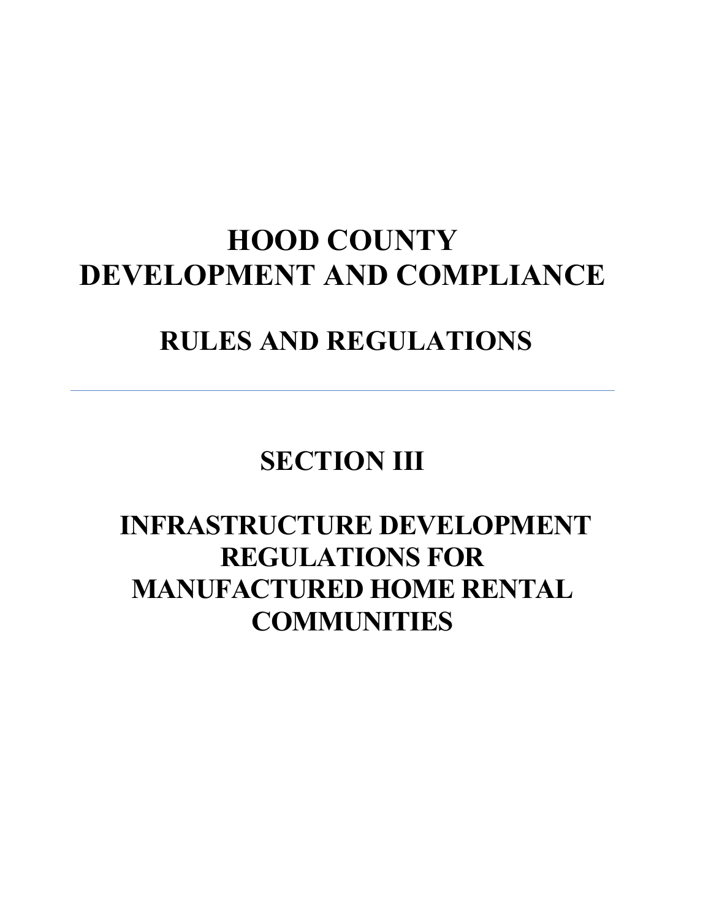# HOOD COUNTY DEVELOPMENT AND COMPLIANCE

# RULES AND REGULATIONS

---

# SECTION III

# INFRASTRUCTURE DEVELOPMENT REGULATIONS FOR MANUFACTURED HOME RENTAL COMMUNITIES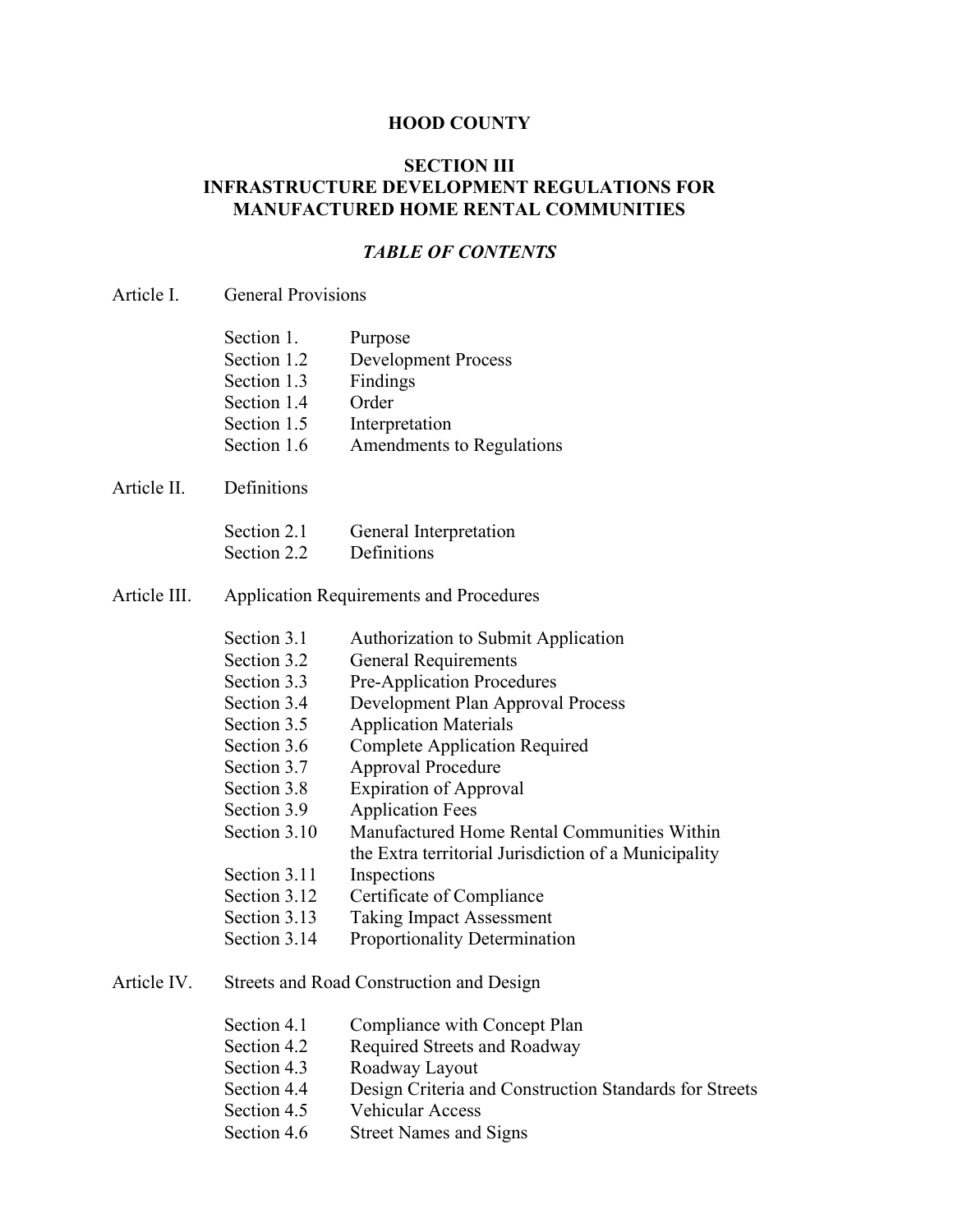# HOOD COUNTY

## SECTION III
## INFRASTRUCTURE DEVELOPMENT REGULATIONS FOR MANUFACTURED HOME RENTAL COMMUNITIES

### *TABLE OF CONTENTS*

Article I. General Provisions

- Section 1. Purpose
- Section 1.2 Development Process
- Section 1.3 Findings
- Section 1.4 Order
- Section 1.5 Interpretation
- Section 1.6 Amendments to Regulations

Article II. Definitions

- Section 2.1 General Interpretation
- Section 2.2 Definitions

Article III. Application Requirements and Procedures

- Section 3.1 Authorization to Submit Application
- Section 3.2 General Requirements
- Section 3.3 Pre-Application Procedures
- Section 3.4 Development Plan Approval Process
- Section 3.5 Application Materials
- Section 3.6 Complete Application Required
- Section 3.7 Approval Procedure
- Section 3.8 Expiration of Approval
- Section 3.9 Application Fees
- Section 3.10 Manufactured Home Rental Communities Within the Extra territorial Jurisdiction of a Municipality
- Section 3.11 Inspections
- Section 3.12 Certificate of Compliance
- Section 3.13 Taking Impact Assessment
- Section 3.14 Proportionality Determination

Article IV. Streets and Road Construction and Design

- Section 4.1 Compliance with Concept Plan
- Section 4.2 Required Streets and Roadway
- Section 4.3 Roadway Layout
- Section 4.4 Design Criteria and Construction Standards for Streets
- Section 4.5 Vehicular Access
- Section 4.6 Street Names and Signs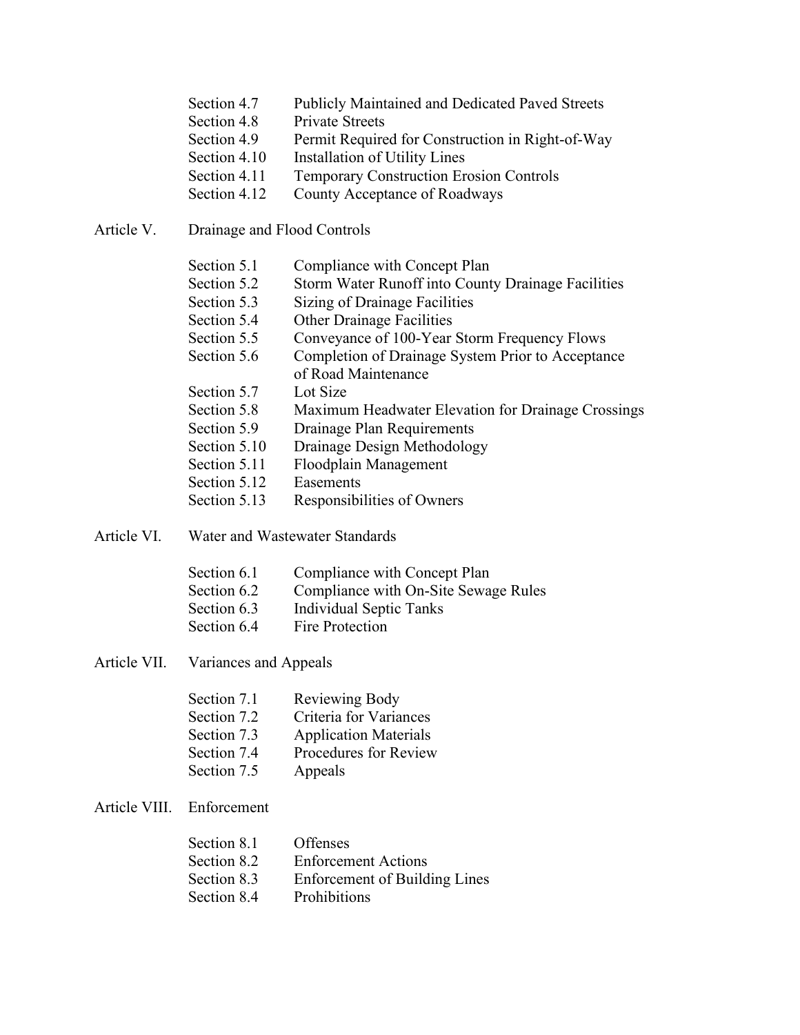Section 4.7 Publicly Maintained and Dedicated Paved Streets
Section 4.8 Private Streets
Section 4.9 Permit Required for Construction in Right-of-Way
Section 4.10 Installation of Utility Lines
Section 4.11 Temporary Construction Erosion Controls
Section 4.12 County Acceptance of Roadways

Article V. Drainage and Flood Controls

Section 5.1 Compliance with Concept Plan
Section 5.2 Storm Water Runoff into County Drainage Facilities
Section 5.3 Sizing of Drainage Facilities
Section 5.4 Other Drainage Facilities
Section 5.5 Conveyance of 100-Year Storm Frequency Flows
Section 5.6 Completion of Drainage System Prior to Acceptance of Road Maintenance
Section 5.7 Lot Size
Section 5.8 Maximum Headwater Elevation for Drainage Crossings
Section 5.9 Drainage Plan Requirements
Section 5.10 Drainage Design Methodology
Section 5.11 Floodplain Management
Section 5.12 Easements
Section 5.13 Responsibilities of Owners

Article VI. Water and Wastewater Standards

Section 6.1 Compliance with Concept Plan
Section 6.2 Compliance with On-Site Sewage Rules
Section 6.3 Individual Septic Tanks
Section 6.4 Fire Protection

Article VII. Variances and Appeals

Section 7.1 Reviewing Body
Section 7.2 Criteria for Variances
Section 7.3 Application Materials
Section 7.4 Procedures for Review
Section 7.5 Appeals

Article VIII. Enforcement

Section 8.1 Offenses
Section 8.2 Enforcement Actions
Section 8.3 Enforcement of Building Lines
Section 8.4 Prohibitions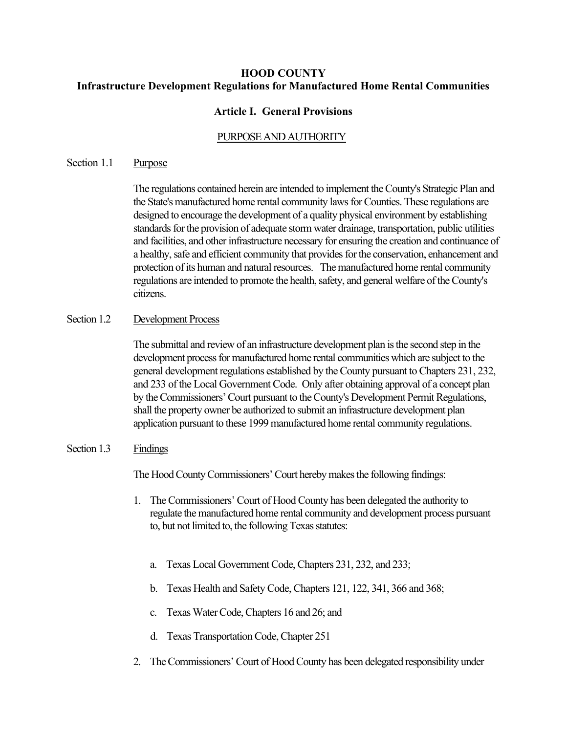# HOOD COUNTY
## Infrastructure Development Regulations for Manufactured Home Rental Communities

## Article I. General Provisions

### PURPOSE AND AUTHORITY

Section 1.1 Purpose

The regulations contained herein are intended to implement the County's Strategic Plan and the State's manufactured home rental community laws for Counties. These regulations are designed to encourage the development of a quality physical environment by establishing standards for the provision of adequate storm water drainage, transportation, public utilities and facilities, and other infrastructure necessary for ensuring the creation and continuance of a healthy, safe and efficient community that provides for the conservation, enhancement and protection of its human and natural resources. The manufactured home rental community regulations are intended to promote the health, safety, and general welfare of the County's citizens.

Section 1.2 Development Process

The submittal and review of an infrastructure development plan is the second step in the development process for manufactured home rental communities which are subject to the general development regulations established by the County pursuant to Chapters 231, 232, and 233 of the Local Government Code. Only after obtaining approval of a concept plan by the Commissioners' Court pursuant to the County's Development Permit Regulations, shall the property owner be authorized to submit an infrastructure development plan application pursuant to these 1999 manufactured home rental community regulations.

Section 1.3 Findings

The Hood County Commissioners' Court hereby makes the following findings:

1. The Commissioners' Court of Hood County has been delegated the authority to regulate the manufactured home rental community and development process pursuant to, but not limited to, the following Texas statutes:

   a. Texas Local Government Code, Chapters 231, 232, and 233;

   b. Texas Health and Safety Code, Chapters 121, 122, 341, 366 and 368;

   c. Texas Water Code, Chapters 16 and 26; and

   d. Texas Transportation Code, Chapter 251

2. The Commissioners' Court of Hood County has been delegated responsibility under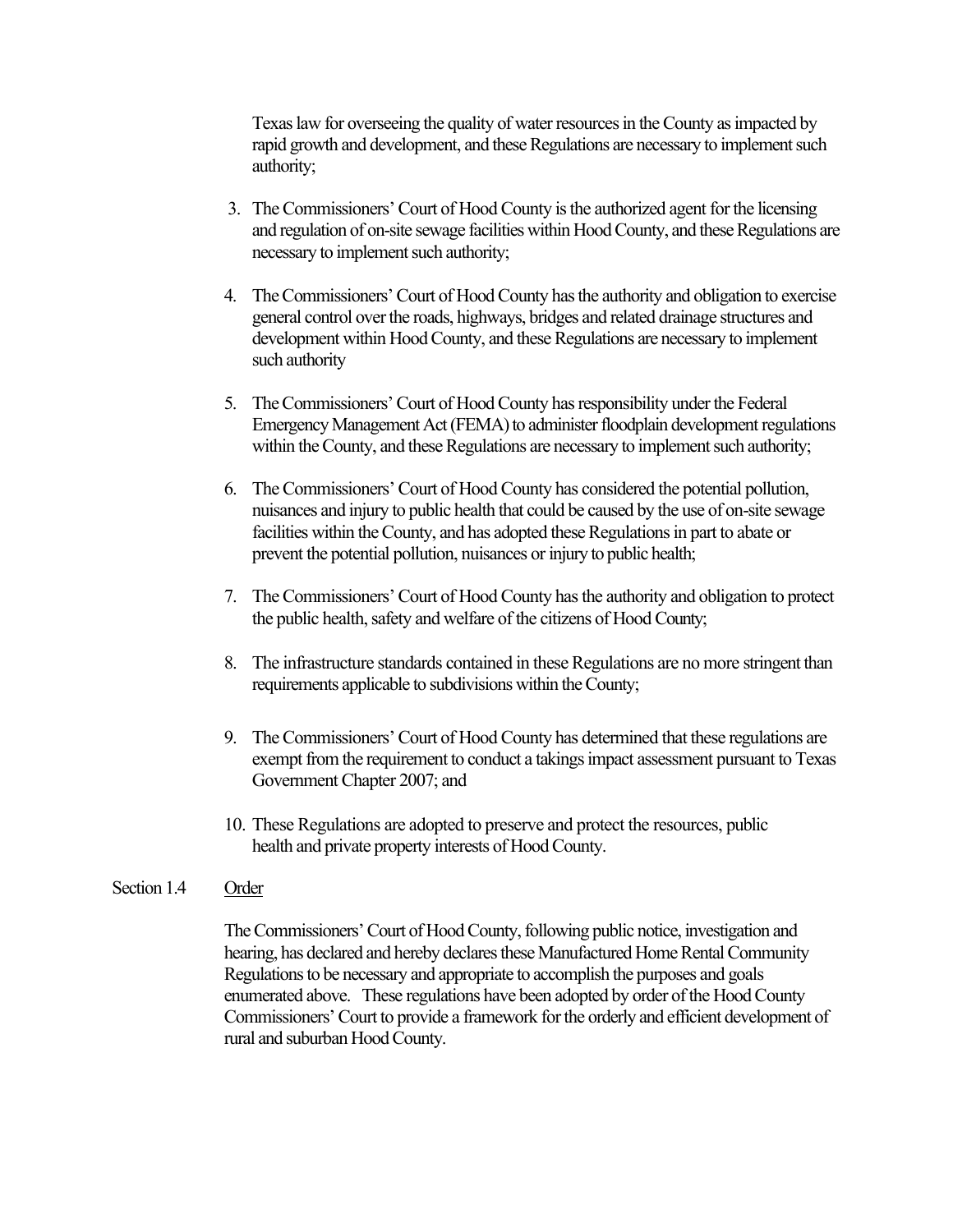Texas law for overseeing the quality of water resources in the County as impacted by rapid growth and development, and these Regulations are necessary to implement such authority;

3. The Commissioners' Court of Hood County is the authorized agent for the licensing and regulation of on-site sewage facilities within Hood County, and these Regulations are necessary to implement such authority;

4. The Commissioners' Court of Hood County has the authority and obligation to exercise general control over the roads, highways, bridges and related drainage structures and development within Hood County, and these Regulations are necessary to implement such authority

5. The Commissioners' Court of Hood County has responsibility under the Federal Emergency Management Act (FEMA) to administer floodplain development regulations within the County, and these Regulations are necessary to implement such authority;

6. The Commissioners' Court of Hood County has considered the potential pollution, nuisances and injury to public health that could be caused by the use of on-site sewage facilities within the County, and has adopted these Regulations in part to abate or prevent the potential pollution, nuisances or injury to public health;

7. The Commissioners' Court of Hood County has the authority and obligation to protect the public health, safety and welfare of the citizens of Hood County;

8. The infrastructure standards contained in these Regulations are no more stringent than requirements applicable to subdivisions within the County;

9. The Commissioners' Court of Hood County has determined that these regulations are exempt from the requirement to conduct a takings impact assessment pursuant to Texas Government Chapter 2007; and

10. These Regulations are adopted to preserve and protect the resources, public health and private property interests of Hood County.

Section 1.4 Order

The Commissioners' Court of Hood County, following public notice, investigation and hearing, has declared and hereby declares these Manufactured Home Rental Community Regulations to be necessary and appropriate to accomplish the purposes and goals enumerated above. These regulations have been adopted by order of the Hood County Commissioners' Court to provide a framework for the orderly and efficient development of rural and suburban Hood County.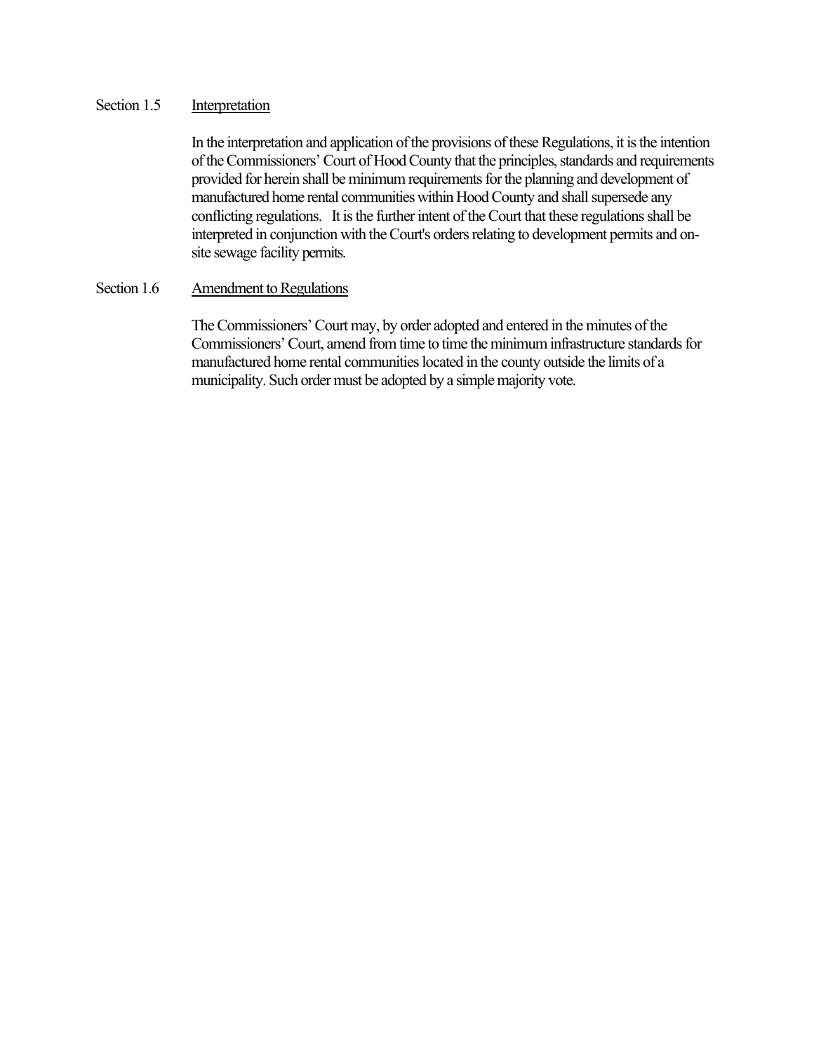### Section 1.5 Interpretation

In the interpretation and application of the provisions of these Regulations, it is the intention of the Commissioners' Court of Hood County that the principles, standards and requirements provided for herein shall be minimum requirements for the planning and development of manufactured home rental communities within Hood County and shall supersede any conflicting regulations. It is the further intent of the Court that these regulations shall be interpreted in conjunction with the Court's orders relating to development permits and on-site sewage facility permits.

### Section 1.6 Amendment to Regulations

The Commissioners' Court may, by order adopted and entered in the minutes of the Commissioners' Court, amend from time to time the minimum infrastructure standards for manufactured home rental communities located in the county outside the limits of a municipality. Such order must be adopted by a simple majority vote.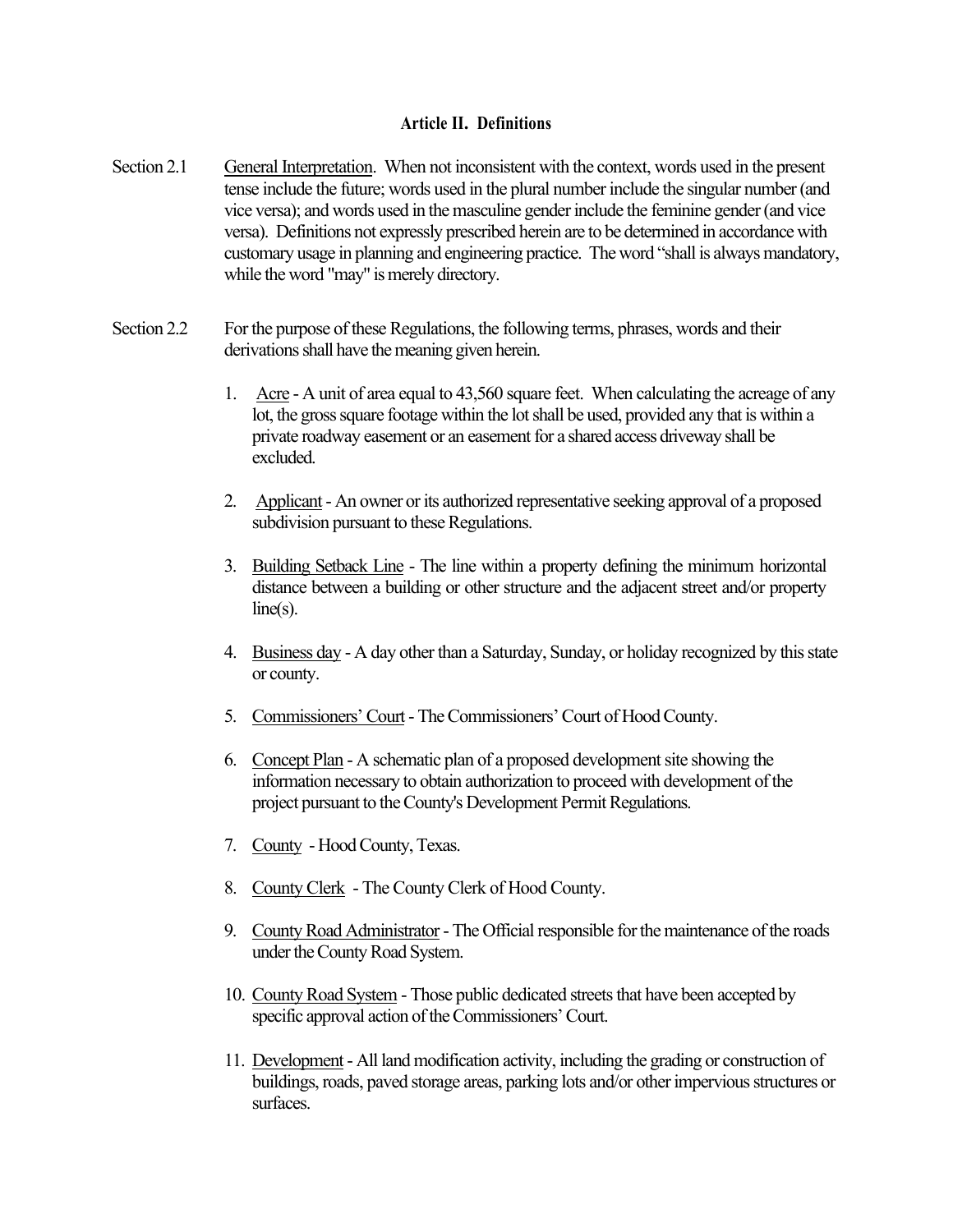## Article II. Definitions

Section 2.1 General Interpretation. When not inconsistent with the context, words used in the present tense include the future; words used in the plural number include the singular number (and vice versa); and words used in the masculine gender include the feminine gender (and vice versa). Definitions not expressly prescribed herein are to be determined in accordance with customary usage in planning and engineering practice. The word "shall is always mandatory, while the word "may" is merely directory.

Section 2.2 For the purpose of these Regulations, the following terms, phrases, words and their derivations shall have the meaning given herein.

1. Acre - A unit of area equal to 43,560 square feet. When calculating the acreage of any lot, the gross square footage within the lot shall be used, provided any that is within a private roadway easement or an easement for a shared access driveway shall be excluded.
2. Applicant - An owner or its authorized representative seeking approval of a proposed subdivision pursuant to these Regulations.
3. Building Setback Line - The line within a property defining the minimum horizontal distance between a building or other structure and the adjacent street and/or property line(s).
4. Business day - A day other than a Saturday, Sunday, or holiday recognized by this state or county.
5. Commissioners' Court - The Commissioners' Court of Hood County.
6. Concept Plan - A schematic plan of a proposed development site showing the information necessary to obtain authorization to proceed with development of the project pursuant to the County's Development Permit Regulations.
7. County - Hood County, Texas.
8. County Clerk - The County Clerk of Hood County.
9. County Road Administrator - The Official responsible for the maintenance of the roads under the County Road System.
10. County Road System - Those public dedicated streets that have been accepted by specific approval action of the Commissioners' Court.
11. Development - All land modification activity, including the grading or construction of buildings, roads, paved storage areas, parking lots and/or other impervious structures or surfaces.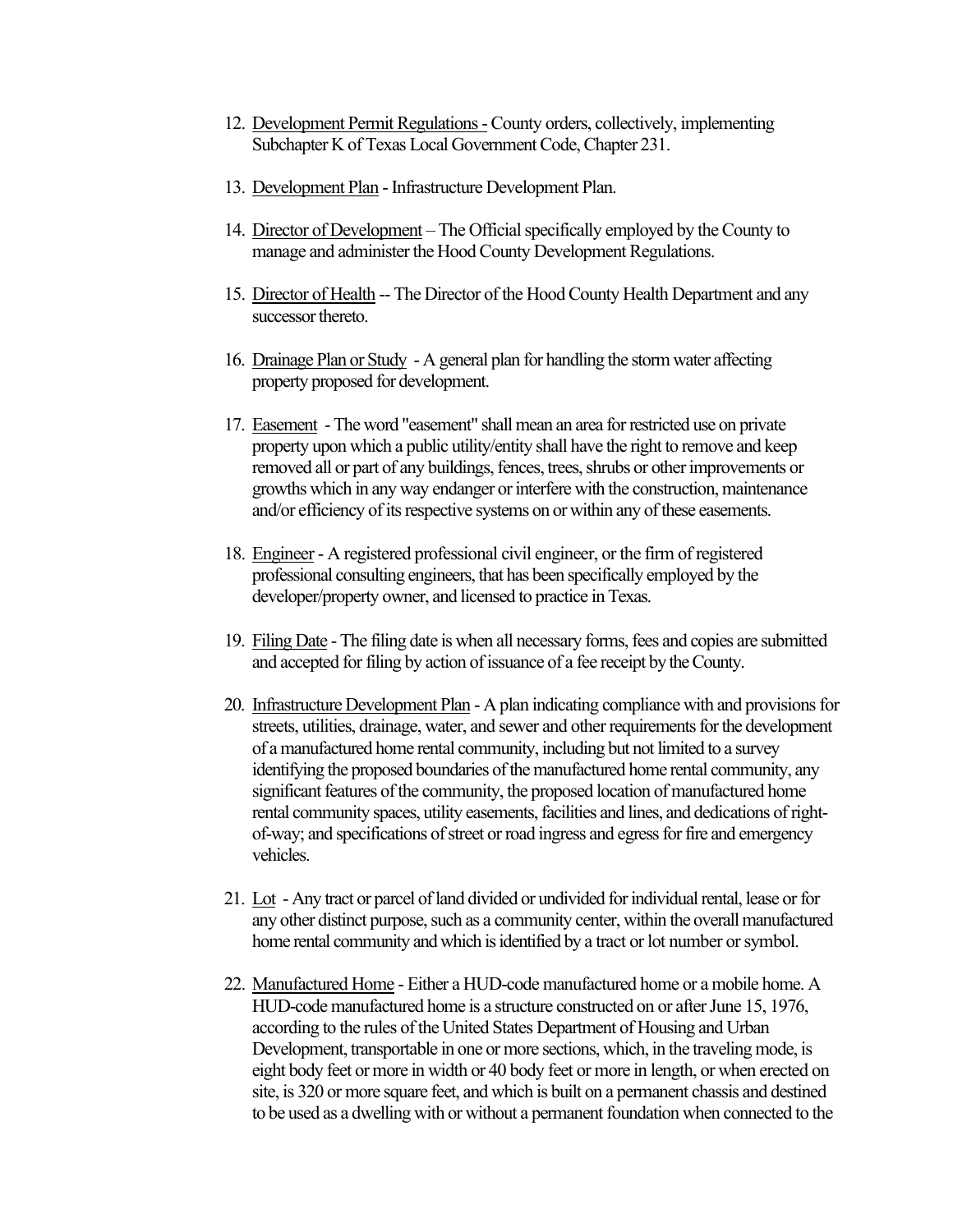12. <u>Development Permit Regulations</u> - County orders, collectively, implementing Subchapter K of Texas Local Government Code, Chapter 231.

13. <u>Development Plan</u> - Infrastructure Development Plan.

14. <u>Director of Development</u> – The Official specifically employed by the County to manage and administer the Hood County Development Regulations.

15. <u>Director of Health</u> -- The Director of the Hood County Health Department and any successor thereto.

16. <u>Drainage Plan or Study</u> - A general plan for handling the storm water affecting property proposed for development.

17. <u>Easement</u> - The word "easement" shall mean an area for restricted use on private property upon which a public utility/entity shall have the right to remove and keep removed all or part of any buildings, fences, trees, shrubs or other improvements or growths which in any way endanger or interfere with the construction, maintenance and/or efficiency of its respective systems on or within any of these easements.

18. <u>Engineer</u> - A registered professional civil engineer, or the firm of registered professional consulting engineers, that has been specifically employed by the developer/property owner, and licensed to practice in Texas.

19. <u>Filing Date</u> - The filing date is when all necessary forms, fees and copies are submitted and accepted for filing by action of issuance of a fee receipt by the County.

20. <u>Infrastructure Development Plan</u> - A plan indicating compliance with and provisions for streets, utilities, drainage, water, and sewer and other requirements for the development of a manufactured home rental community, including but not limited to a survey identifying the proposed boundaries of the manufactured home rental community, any significant features of the community, the proposed location of manufactured home rental community spaces, utility easements, facilities and lines, and dedications of right-of-way; and specifications of street or road ingress and egress for fire and emergency vehicles.

21. <u>Lot</u> - Any tract or parcel of land divided or undivided for individual rental, lease or for any other distinct purpose, such as a community center, within the overall manufactured home rental community and which is identified by a tract or lot number or symbol.

22. <u>Manufactured Home</u> - Either a HUD-code manufactured home or a mobile home. A HUD-code manufactured home is a structure constructed on or after June 15, 1976, according to the rules of the United States Department of Housing and Urban Development, transportable in one or more sections, which, in the traveling mode, is eight body feet or more in width or 40 body feet or more in length, or when erected on site, is 320 or more square feet, and which is built on a permanent chassis and destined to be used as a dwelling with or without a permanent foundation when connected to the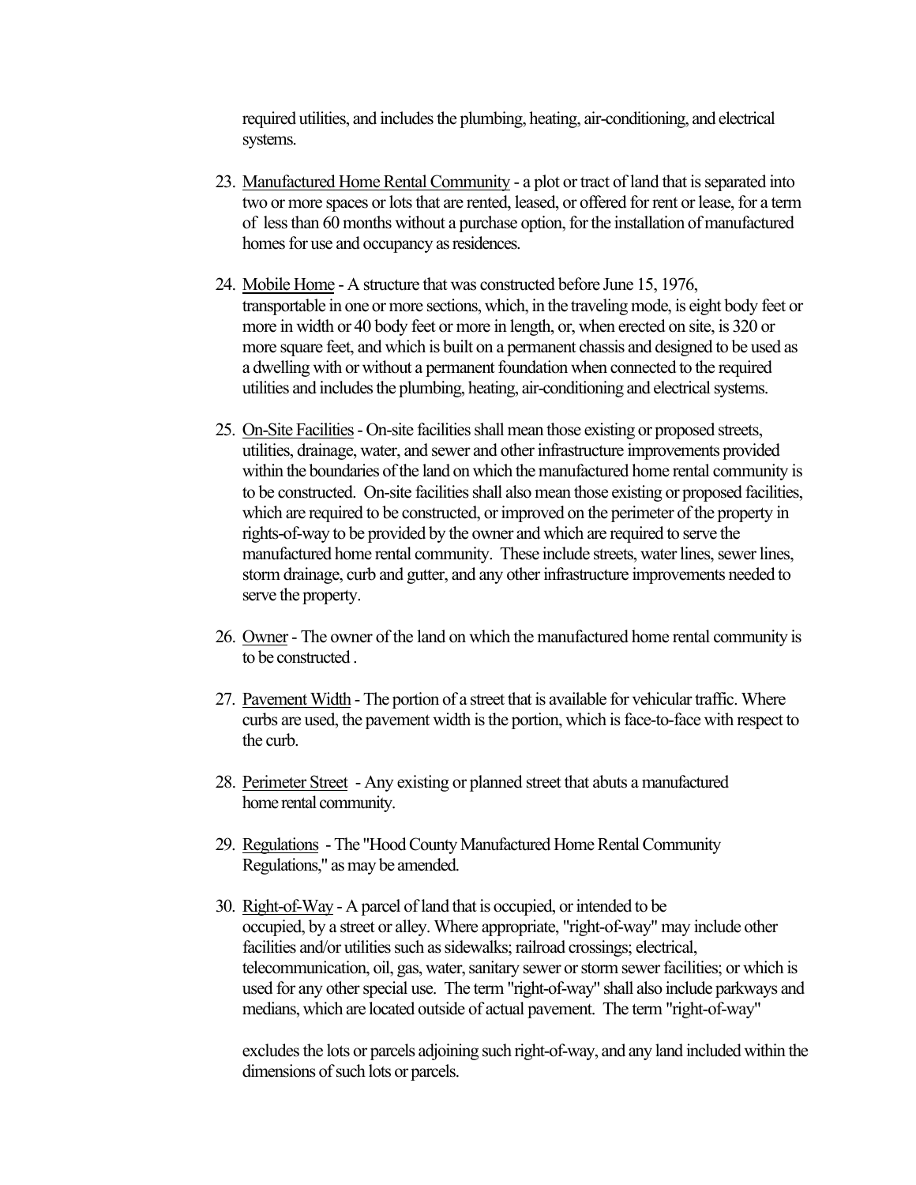required utilities, and includes the plumbing, heating, air-conditioning, and electrical systems.

23. Manufactured Home Rental Community - a plot or tract of land that is separated into two or more spaces or lots that are rented, leased, or offered for rent or lease, for a term of less than 60 months without a purchase option, for the installation of manufactured homes for use and occupancy as residences.

24. Mobile Home - A structure that was constructed before June 15, 1976, transportable in one or more sections, which, in the traveling mode, is eight body feet or more in width or 40 body feet or more in length, or, when erected on site, is 320 or more square feet, and which is built on a permanent chassis and designed to be used as a dwelling with or without a permanent foundation when connected to the required utilities and includes the plumbing, heating, air-conditioning and electrical systems.

25. On-Site Facilities - On-site facilities shall mean those existing or proposed streets, utilities, drainage, water, and sewer and other infrastructure improvements provided within the boundaries of the land on which the manufactured home rental community is to be constructed. On-site facilities shall also mean those existing or proposed facilities, which are required to be constructed, or improved on the perimeter of the property in rights-of-way to be provided by the owner and which are required to serve the manufactured home rental community. These include streets, water lines, sewer lines, storm drainage, curb and gutter, and any other infrastructure improvements needed to serve the property.

26. Owner - The owner of the land on which the manufactured home rental community is to be constructed .

27. Pavement Width - The portion of a street that is available for vehicular traffic. Where curbs are used, the pavement width is the portion, which is face-to-face with respect to the curb.

28. Perimeter Street - Any existing or planned street that abuts a manufactured home rental community.

29. Regulations - The "Hood County Manufactured Home Rental Community Regulations," as may be amended.

30. Right-of-Way - A parcel of land that is occupied, or intended to be occupied, by a street or alley. Where appropriate, "right-of-way" may include other facilities and/or utilities such as sidewalks; railroad crossings; electrical, telecommunication, oil, gas, water, sanitary sewer or storm sewer facilities; or which is used for any other special use. The term "right-of-way" shall also include parkways and medians, which are located outside of actual pavement. The term "right-of-way" excludes the lots or parcels adjoining such right-of-way, and any land included within the dimensions of such lots or parcels.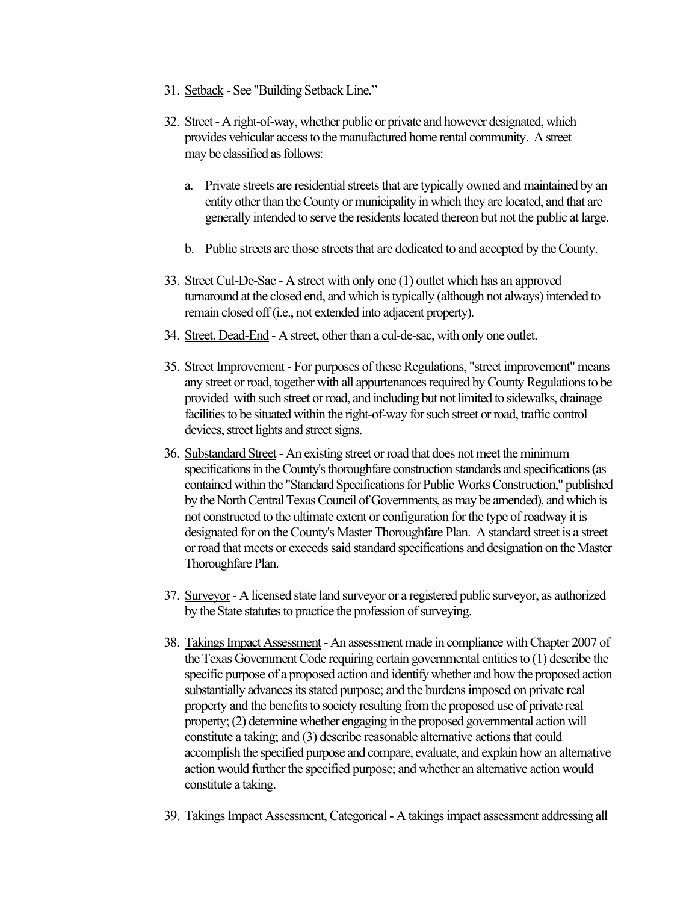31. Setback - See "Building Setback Line."

32. Street - A right-of-way, whether public or private and however designated, which provides vehicular access to the manufactured home rental community. A street may be classified as follows:

    a. Private streets are residential streets that are typically owned and maintained by an entity other than the County or municipality in which they are located, and that are generally intended to serve the residents located thereon but not the public at large.

    b. Public streets are those streets that are dedicated to and accepted by the County.

33. Street Cul-De-Sac - A street with only one (1) outlet which has an approved turnaround at the closed end, and which is typically (although not always) intended to remain closed off (i.e., not extended into adjacent property).

34. Street. Dead-End - A street, other than a cul-de-sac, with only one outlet.

35. Street Improvement - For purposes of these Regulations, "street improvement" means any street or road, together with all appurtenances required by County Regulations to be provided with such street or road, and including but not limited to sidewalks, drainage facilities to be situated within the right-of-way for such street or road, traffic control devices, street lights and street signs.

36. Substandard Street - An existing street or road that does not meet the minimum specifications in the County's thoroughfare construction standards and specifications (as contained within the "Standard Specifications for Public Works Construction," published by the North Central Texas Council of Governments, as may be amended), and which is not constructed to the ultimate extent or configuration for the type of roadway it is designated for on the County's Master Thoroughfare Plan. A standard street is a street or road that meets or exceeds said standard specifications and designation on the Master Thoroughfare Plan.

37. Surveyor - A licensed state land surveyor or a registered public surveyor, as authorized by the State statutes to practice the profession of surveying.

38. Takings Impact Assessment - An assessment made in compliance with Chapter 2007 of the Texas Government Code requiring certain governmental entities to (1) describe the specific purpose of a proposed action and identify whether and how the proposed action substantially advances its stated purpose; and the burdens imposed on private real property and the benefits to society resulting from the proposed use of private real property; (2) determine whether engaging in the proposed governmental action will constitute a taking; and (3) describe reasonable alternative actions that could accomplish the specified purpose and compare, evaluate, and explain how an alternative action would further the specified purpose; and whether an alternative action would constitute a taking.

39. Takings Impact Assessment, Categorical - A takings impact assessment addressing all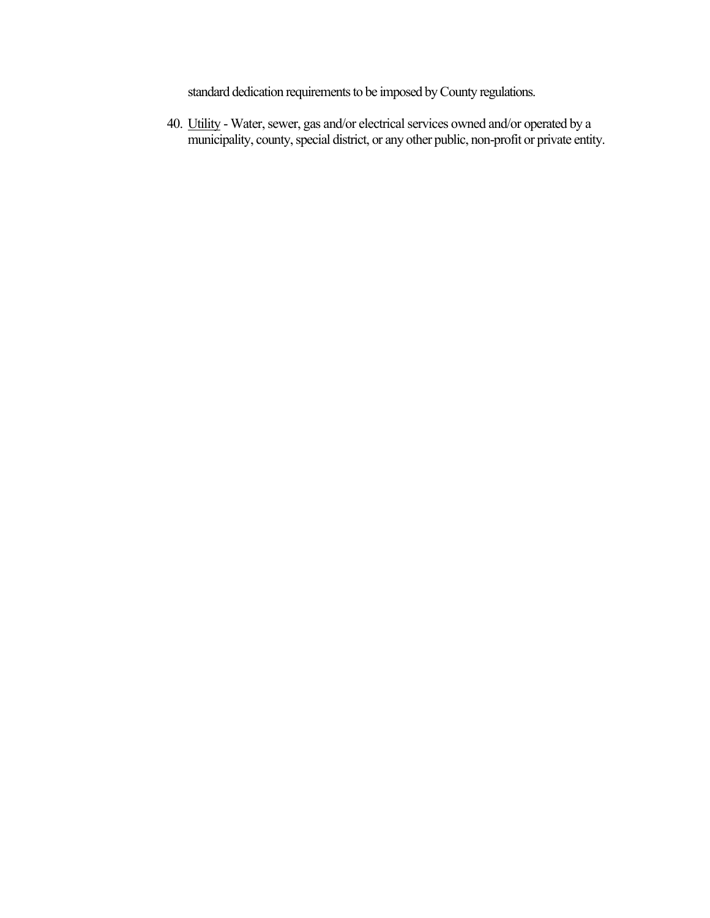standard dedication requirements to be imposed by County regulations.

40. Utility - Water, sewer, gas and/or electrical services owned and/or operated by a municipality, county, special district, or any other public, non-profit or private entity.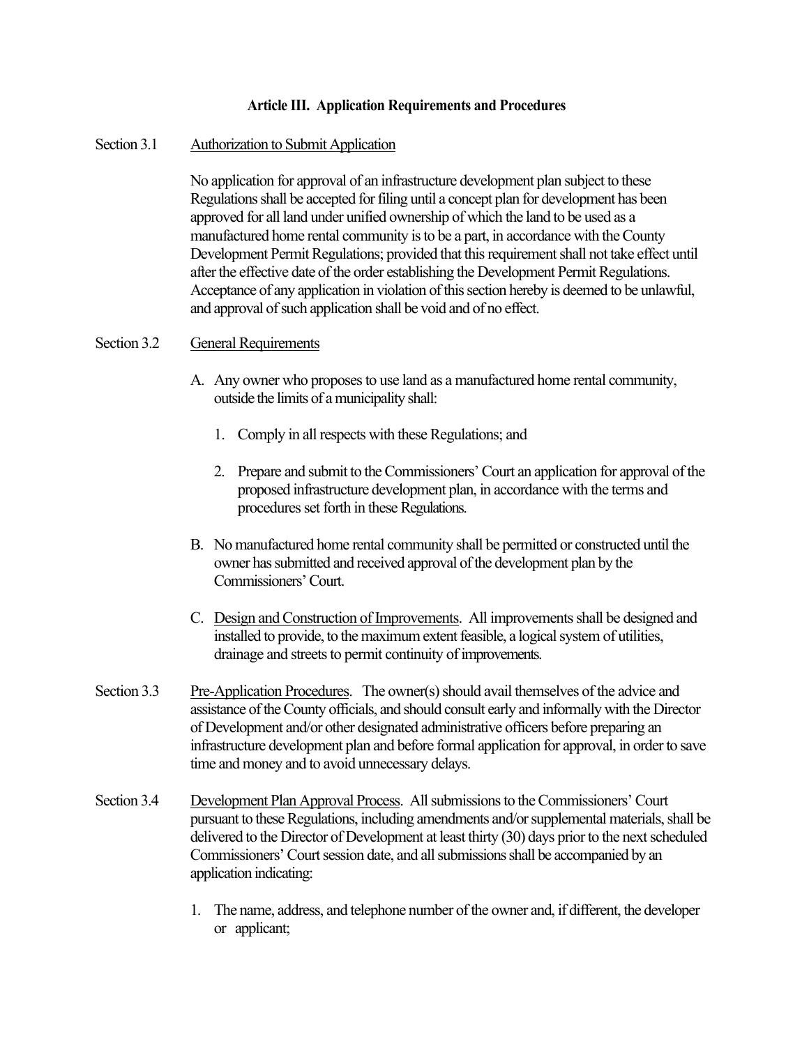## Article III. Application Requirements and Procedures

Section 3.1 Authorization to Submit Application

No application for approval of an infrastructure development plan subject to these Regulations shall be accepted for filing until a concept plan for development has been approved for all land under unified ownership of which the land to be used as a manufactured home rental community is to be a part, in accordance with the County Development Permit Regulations; provided that this requirement shall not take effect until after the effective date of the order establishing the Development Permit Regulations. Acceptance of any application in violation of this section hereby is deemed to be unlawful, and approval of such application shall be void and of no effect.

Section 3.2 General Requirements

A. Any owner who proposes to use land as a manufactured home rental community, outside the limits of a municipality shall:

   1. Comply in all respects with these Regulations; and

   2. Prepare and submit to the Commissioners' Court an application for approval of the proposed infrastructure development plan, in accordance with the terms and procedures set forth in these Regulations.

B. No manufactured home rental community shall be permitted or constructed until the owner has submitted and received approval of the development plan by the Commissioners' Court.

C. Design and Construction of Improvements. All improvements shall be designed and installed to provide, to the maximum extent feasible, a logical system of utilities, drainage and streets to permit continuity of improvements.

Section 3.3 Pre-Application Procedures. The owner(s) should avail themselves of the advice and assistance of the County officials, and should consult early and informally with the Director of Development and/or other designated administrative officers before preparing an infrastructure development plan and before formal application for approval, in order to save time and money and to avoid unnecessary delays.

Section 3.4 Development Plan Approval Process. All submissions to the Commissioners' Court pursuant to these Regulations, including amendments and/or supplemental materials, shall be delivered to the Director of Development at least thirty (30) days prior to the next scheduled Commissioners' Court session date, and all submissions shall be accompanied by an application indicating:

1. The name, address, and telephone number of the owner and, if different, the developer or applicant;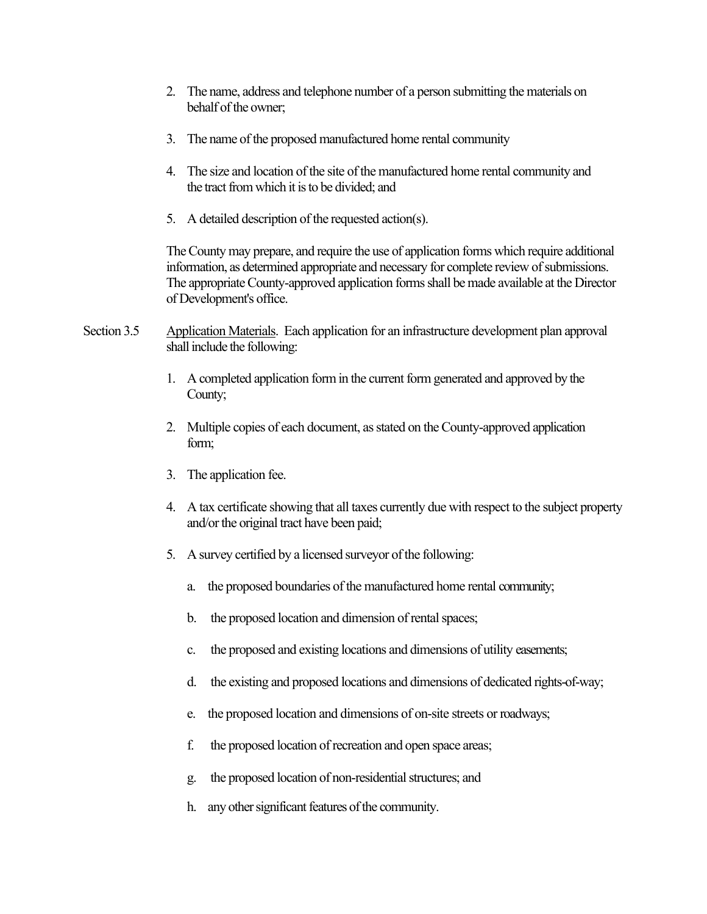2. The name, address and telephone number of a person submitting the materials on behalf of the owner;

3. The name of the proposed manufactured home rental community

4. The size and location of the site of the manufactured home rental community and the tract from which it is to be divided; and

5. A detailed description of the requested action(s).

The County may prepare, and require the use of application forms which require additional information, as determined appropriate and necessary for complete review of submissions. The appropriate County-approved application forms shall be made available at the Director of Development's office.

Section 3.5 Application Materials. Each application for an infrastructure development plan approval shall include the following:

1. A completed application form in the current form generated and approved by the County;

2. Multiple copies of each document, as stated on the County-approved application form;

3. The application fee.

4. A tax certificate showing that all taxes currently due with respect to the subject property and/or the original tract have been paid;

5. A survey certified by a licensed surveyor of the following:

   a. the proposed boundaries of the manufactured home rental community;

   b. the proposed location and dimension of rental spaces;

   c. the proposed and existing locations and dimensions of utility easements;

   d. the existing and proposed locations and dimensions of dedicated rights-of-way;

   e. the proposed location and dimensions of on-site streets or roadways;

   f. the proposed location of recreation and open space areas;

   g. the proposed location of non-residential structures; and

   h. any other significant features of the community.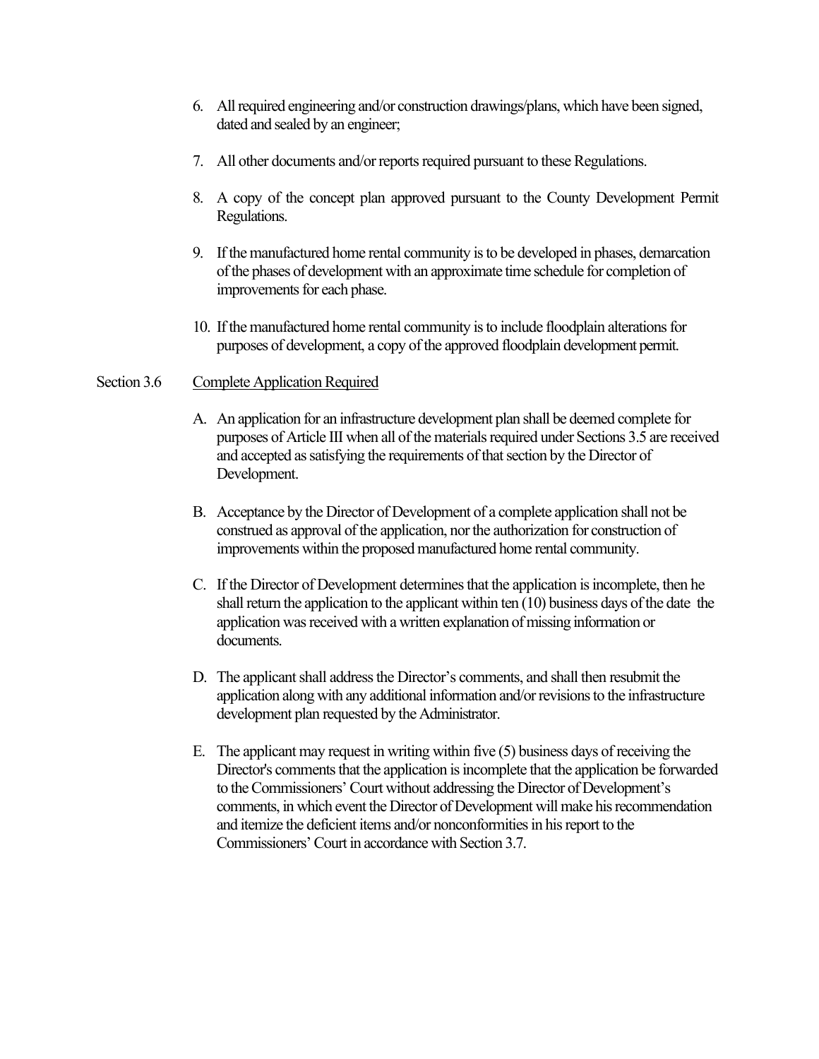6. All required engineering and/or construction drawings/plans, which have been signed, dated and sealed by an engineer;

7. All other documents and/or reports required pursuant to these Regulations.

8. A copy of the concept plan approved pursuant to the County Development Permit Regulations.

9. If the manufactured home rental community is to be developed in phases, demarcation of the phases of development with an approximate time schedule for completion of improvements for each phase.

10. If the manufactured home rental community is to include floodplain alterations for purposes of development, a copy of the approved floodplain development permit.

Section 3.6 Complete Application Required

A. An application for an infrastructure development plan shall be deemed complete for purposes of Article III when all of the materials required under Sections 3.5 are received and accepted as satisfying the requirements of that section by the Director of Development.

B. Acceptance by the Director of Development of a complete application shall not be construed as approval of the application, nor the authorization for construction of improvements within the proposed manufactured home rental community.

C. If the Director of Development determines that the application is incomplete, then he shall return the application to the applicant within ten (10) business days of the date the application was received with a written explanation of missing information or documents.

D. The applicant shall address the Director's comments, and shall then resubmit the application along with any additional information and/or revisions to the infrastructure development plan requested by the Administrator.

E. The applicant may request in writing within five (5) business days of receiving the Director's comments that the application is incomplete that the application be forwarded to the Commissioners' Court without addressing the Director of Development's comments, in which event the Director of Development will make his recommendation and itemize the deficient items and/or nonconformities in his report to the Commissioners' Court in accordance with Section 3.7.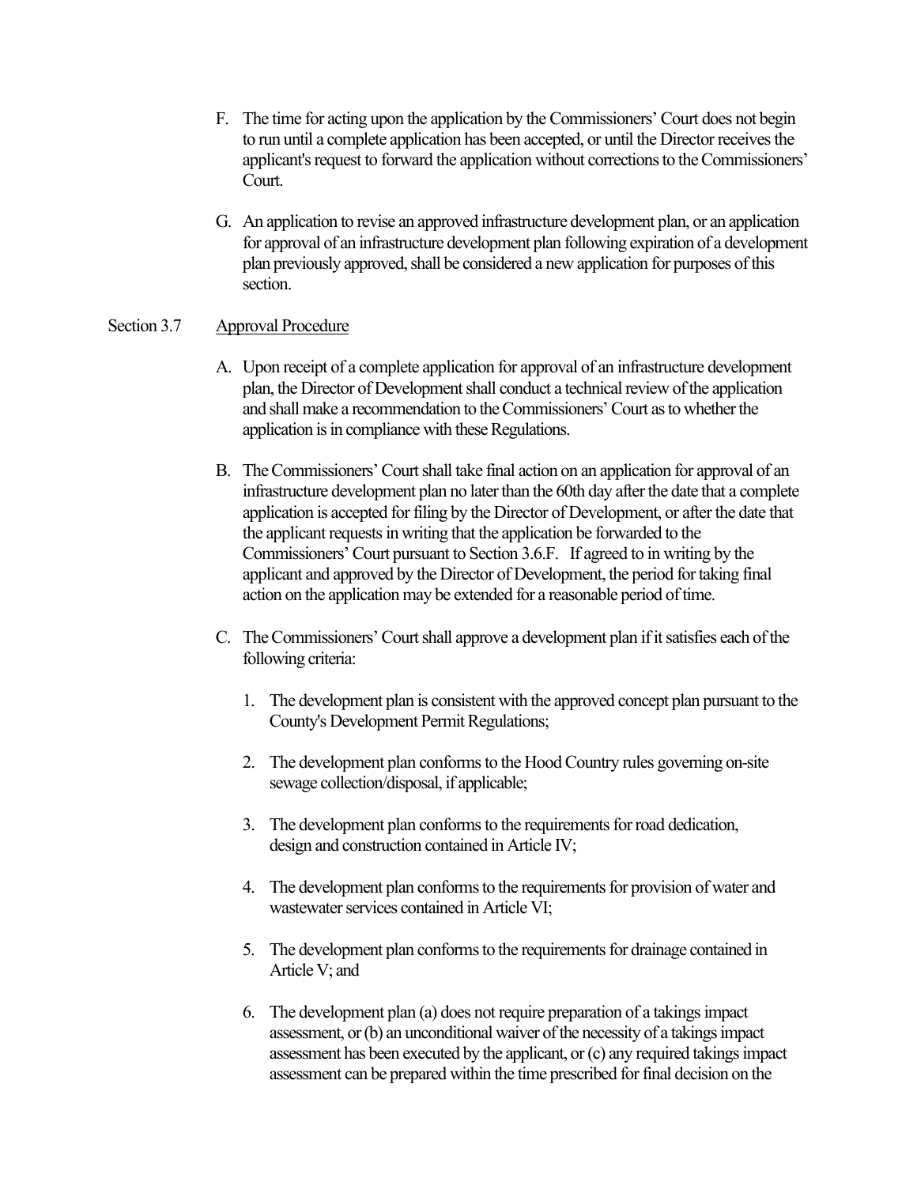F. The time for acting upon the application by the Commissioners' Court does not begin to run until a complete application has been accepted, or until the Director receives the applicant's request to forward the application without corrections to the Commissioners' Court.

G. An application to revise an approved infrastructure development plan, or an application for approval of an infrastructure development plan following expiration of a development plan previously approved, shall be considered a new application for purposes of this section.

Section 3.7 Approval Procedure

A. Upon receipt of a complete application for approval of an infrastructure development plan, the Director of Development shall conduct a technical review of the application and shall make a recommendation to the Commissioners' Court as to whether the application is in compliance with these Regulations.

B. The Commissioners' Court shall take final action on an application for approval of an infrastructure development plan no later than the 60th day after the date that a complete application is accepted for filing by the Director of Development, or after the date that the applicant requests in writing that the application be forwarded to the Commissioners' Court pursuant to Section 3.6.F. If agreed to in writing by the applicant and approved by the Director of Development, the period for taking final action on the application may be extended for a reasonable period of time.

C. The Commissioners' Court shall approve a development plan if it satisfies each of the following criteria:

1. The development plan is consistent with the approved concept plan pursuant to the County's Development Permit Regulations;

2. The development plan conforms to the Hood Country rules governing on-site sewage collection/disposal, if applicable;

3. The development plan conforms to the requirements for road dedication, design and construction contained in Article IV;

4. The development plan conforms to the requirements for provision of water and wastewater services contained in Article VI;

5. The development plan conforms to the requirements for drainage contained in Article V; and

6. The development plan (a) does not require preparation of a takings impact assessment, or (b) an unconditional waiver of the necessity of a takings impact assessment has been executed by the applicant, or (c) any required takings impact assessment can be prepared within the time prescribed for final decision on the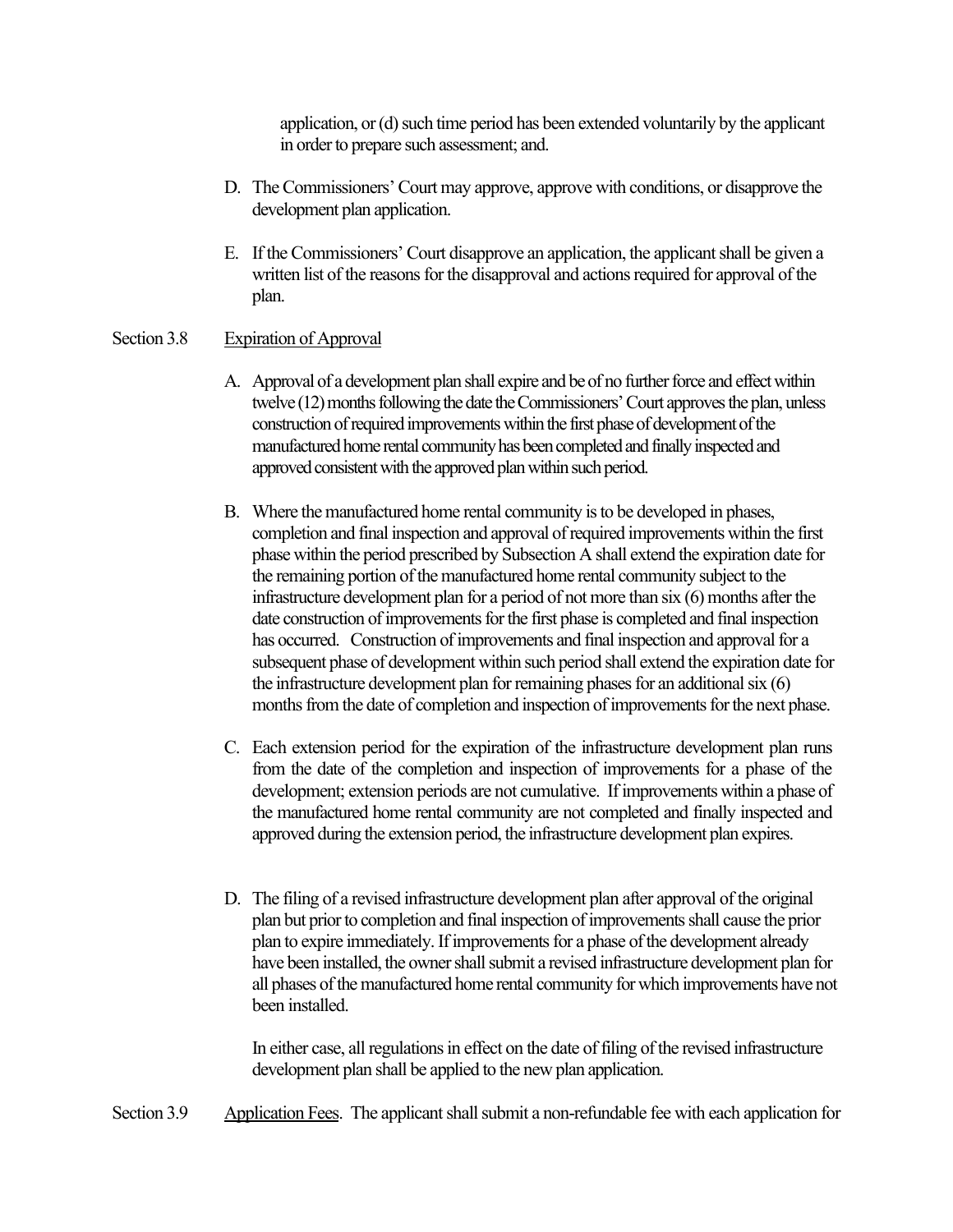application, or (d) such time period has been extended voluntarily by the applicant in order to prepare such assessment; and.

D. The Commissioners' Court may approve, approve with conditions, or disapprove the development plan application.

E. If the Commissioners' Court disapprove an application, the applicant shall be given a written list of the reasons for the disapproval and actions required for approval of the plan.

Section 3.8 Expiration of Approval

A. Approval of a development plan shall expire and be of no further force and effect within twelve (12) months following the date the Commissioners' Court approves the plan, unless construction of required improvements within the first phase of development of the manufactured home rental community has been completed and finally inspected and approved consistent with the approved plan within such period.

B. Where the manufactured home rental community is to be developed in phases, completion and final inspection and approval of required improvements within the first phase within the period prescribed by Subsection A shall extend the expiration date for the remaining portion of the manufactured home rental community subject to the infrastructure development plan for a period of not more than six (6) months after the date construction of improvements for the first phase is completed and final inspection has occurred. Construction of improvements and final inspection and approval for a subsequent phase of development within such period shall extend the expiration date for the infrastructure development plan for remaining phases for an additional six (6) months from the date of completion and inspection of improvements for the next phase.

C. Each extension period for the expiration of the infrastructure development plan runs from the date of the completion and inspection of improvements for a phase of the development; extension periods are not cumulative. If improvements within a phase of the manufactured home rental community are not completed and finally inspected and approved during the extension period, the infrastructure development plan expires.

D. The filing of a revised infrastructure development plan after approval of the original plan but prior to completion and final inspection of improvements shall cause the prior plan to expire immediately. If improvements for a phase of the development already have been installed, the owner shall submit a revised infrastructure development plan for all phases of the manufactured home rental community for which improvements have not been installed.

In either case, all regulations in effect on the date of filing of the revised infrastructure development plan shall be applied to the new plan application.

Section 3.9 Application Fees. The applicant shall submit a non-refundable fee with each application for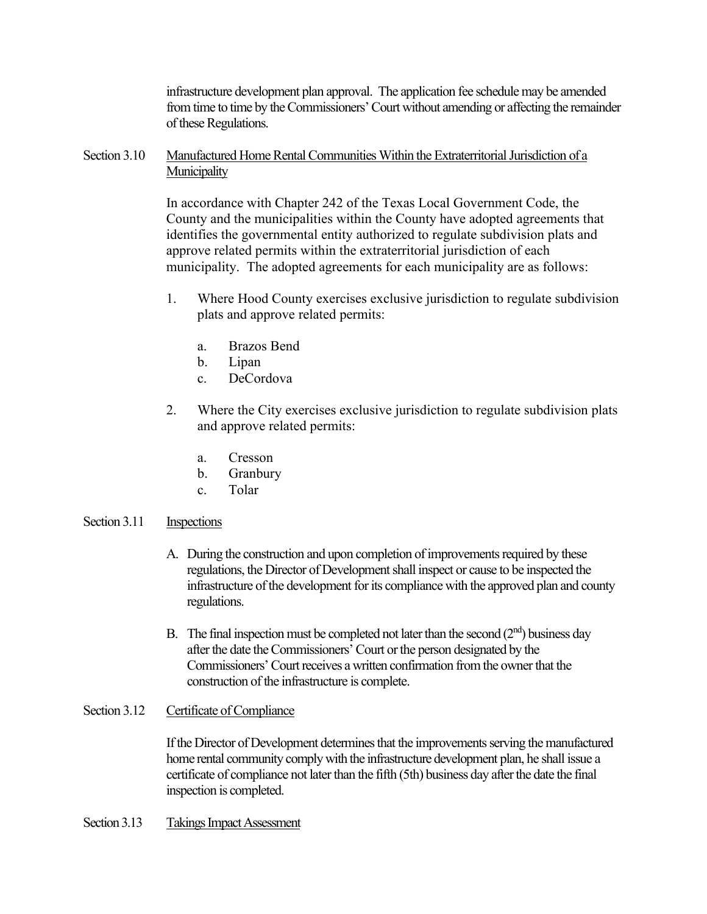infrastructure development plan approval. The application fee schedule may be amended from time to time by the Commissioners' Court without amending or affecting the remainder of these Regulations.

Section 3.10 Manufactured Home Rental Communities Within the Extraterritorial Jurisdiction of a Municipality

In accordance with Chapter 242 of the Texas Local Government Code, the County and the municipalities within the County have adopted agreements that identifies the governmental entity authorized to regulate subdivision plats and approve related permits within the extraterritorial jurisdiction of each municipality. The adopted agreements for each municipality are as follows:

1. Where Hood County exercises exclusive jurisdiction to regulate subdivision plats and approve related permits:

   a. Brazos Bend
   b. Lipan
   c. DeCordova

2. Where the City exercises exclusive jurisdiction to regulate subdivision plats and approve related permits:

   a. Cresson
   b. Granbury
   c. Tolar

Section 3.11 Inspections

A. During the construction and upon completion of improvements required by these regulations, the Director of Development shall inspect or cause to be inspected the infrastructure of the development for its compliance with the approved plan and county regulations.

B. The final inspection must be completed not later than the second (2nd) business day after the date the Commissioners' Court or the person designated by the Commissioners' Court receives a written confirmation from the owner that the construction of the infrastructure is complete.

Section 3.12 Certificate of Compliance

If the Director of Development determines that the improvements serving the manufactured home rental community comply with the infrastructure development plan, he shall issue a certificate of compliance not later than the fifth (5th) business day after the date the final inspection is completed.

Section 3.13 Takings Impact Assessment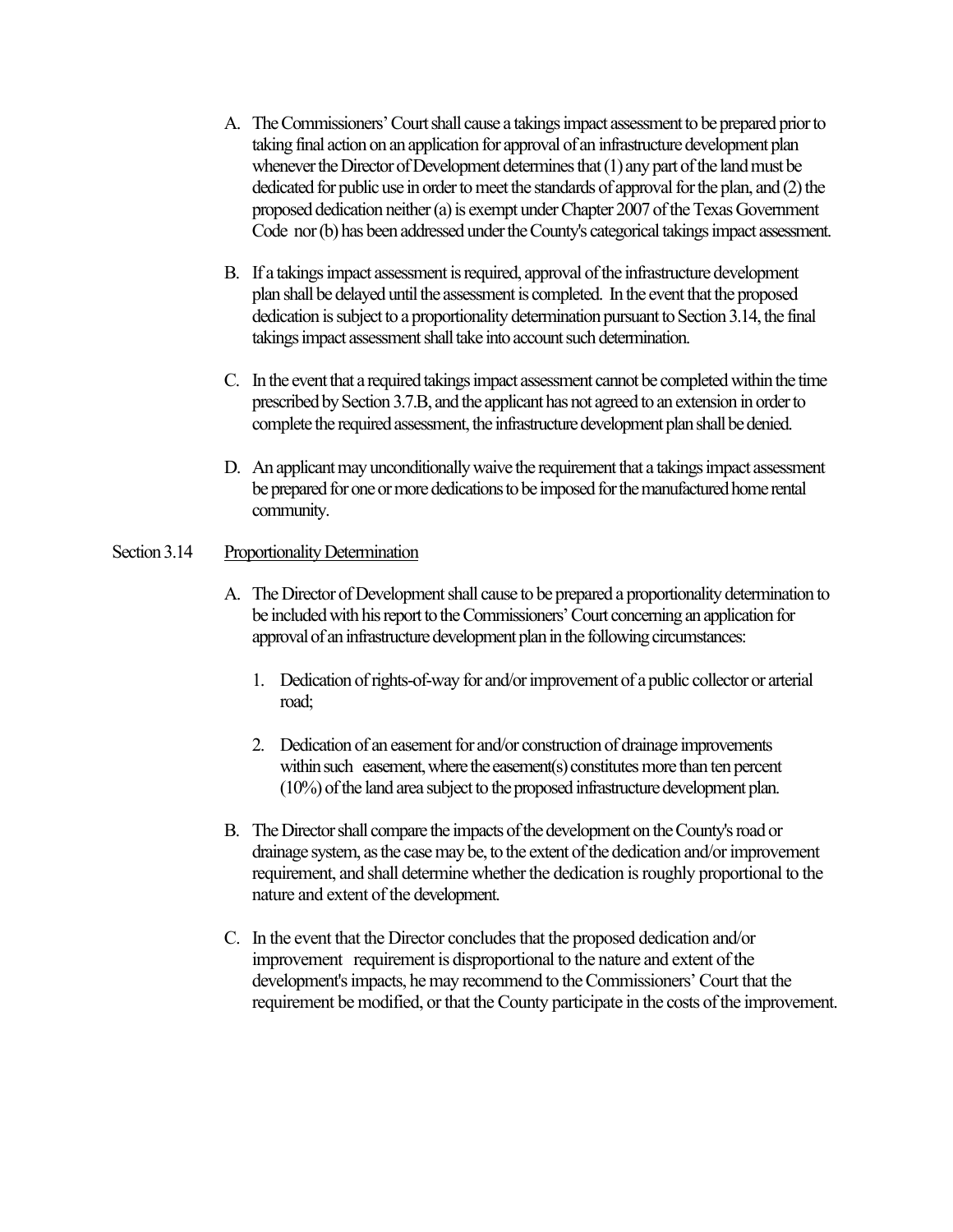A. The Commissioners' Court shall cause a takings impact assessment to be prepared prior to taking final action on an application for approval of an infrastructure development plan whenever the Director of Development determines that (1) any part of the land must be dedicated for public use in order to meet the standards of approval for the plan, and (2) the proposed dedication neither (a) is exempt under Chapter 2007 of the Texas Government Code nor (b) has been addressed under the County's categorical takings impact assessment.

B. If a takings impact assessment is required, approval of the infrastructure development plan shall be delayed until the assessment is completed. In the event that the proposed dedication is subject to a proportionality determination pursuant to Section 3.14, the final takings impact assessment shall take into account such determination.

C. In the event that a required takings impact assessment cannot be completed within the time prescribed by Section 3.7.B, and the applicant has not agreed to an extension in order to complete the required assessment, the infrastructure development plan shall be denied.

D. An applicant may unconditionally waive the requirement that a takings impact assessment be prepared for one or more dedications to be imposed for the manufactured home rental community.

Section 3.14 Proportionality Determination

A. The Director of Development shall cause to be prepared a proportionality determination to be included with his report to the Commissioners' Court concerning an application for approval of an infrastructure development plan in the following circumstances:

   1. Dedication of rights-of-way for and/or improvement of a public collector or arterial road;

   2. Dedication of an easement for and/or construction of drainage improvements within such easement, where the easement(s) constitutes more than ten percent (10%) of the land area subject to the proposed infrastructure development plan.

B. The Director shall compare the impacts of the development on the County's road or drainage system, as the case may be, to the extent of the dedication and/or improvement requirement, and shall determine whether the dedication is roughly proportional to the nature and extent of the development.

C. In the event that the Director concludes that the proposed dedication and/or improvement requirement is disproportional to the nature and extent of the development's impacts, he may recommend to the Commissioners' Court that the requirement be modified, or that the County participate in the costs of the improvement.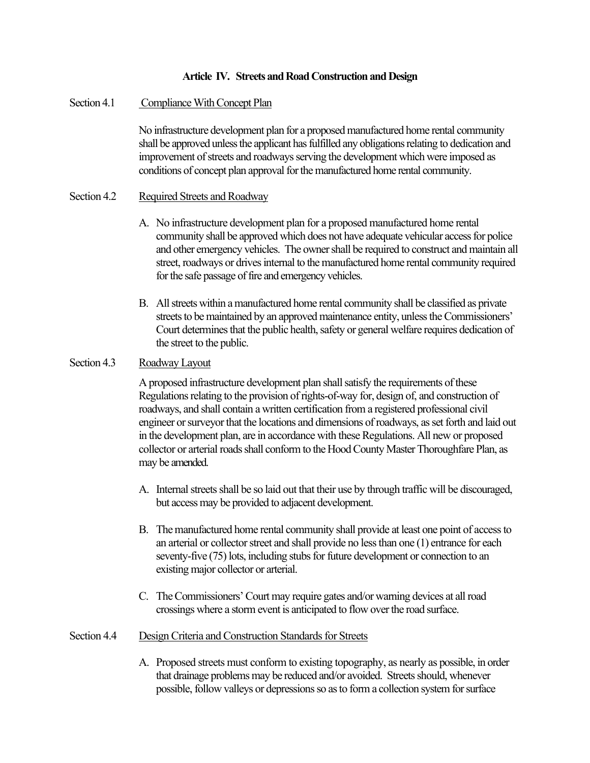## Article IV. Streets and Road Construction and Design

### Section 4.1 Compliance With Concept Plan

No infrastructure development plan for a proposed manufactured home rental community shall be approved unless the applicant has fulfilled any obligations relating to dedication and improvement of streets and roadways serving the development which were imposed as conditions of concept plan approval for the manufactured home rental community.

### Section 4.2 Required Streets and Roadway

A. No infrastructure development plan for a proposed manufactured home rental community shall be approved which does not have adequate vehicular access for police and other emergency vehicles. The owner shall be required to construct and maintain all street, roadways or drives internal to the manufactured home rental community required for the safe passage of fire and emergency vehicles.

B. All streets within a manufactured home rental community shall be classified as private streets to be maintained by an approved maintenance entity, unless the Commissioners' Court determines that the public health, safety or general welfare requires dedication of the street to the public.

### Section 4.3 Roadway Layout

A proposed infrastructure development plan shall satisfy the requirements of these Regulations relating to the provision of rights-of-way for, design of, and construction of roadways, and shall contain a written certification from a registered professional civil engineer or surveyor that the locations and dimensions of roadways, as set forth and laid out in the development plan, are in accordance with these Regulations. All new or proposed collector or arterial roads shall conform to the Hood County Master Thoroughfare Plan, as may be amended.

A. Internal streets shall be so laid out that their use by through traffic will be discouraged, but access may be provided to adjacent development.

B. The manufactured home rental community shall provide at least one point of access to an arterial or collector street and shall provide no less than one (1) entrance for each seventy-five (75) lots, including stubs for future development or connection to an existing major collector or arterial.

C. The Commissioners' Court may require gates and/or warning devices at all road crossings where a storm event is anticipated to flow over the road surface.

### Section 4.4 Design Criteria and Construction Standards for Streets

A. Proposed streets must conform to existing topography, as nearly as possible, in order that drainage problems may be reduced and/or avoided. Streets should, whenever possible, follow valleys or depressions so as to form a collection system for surface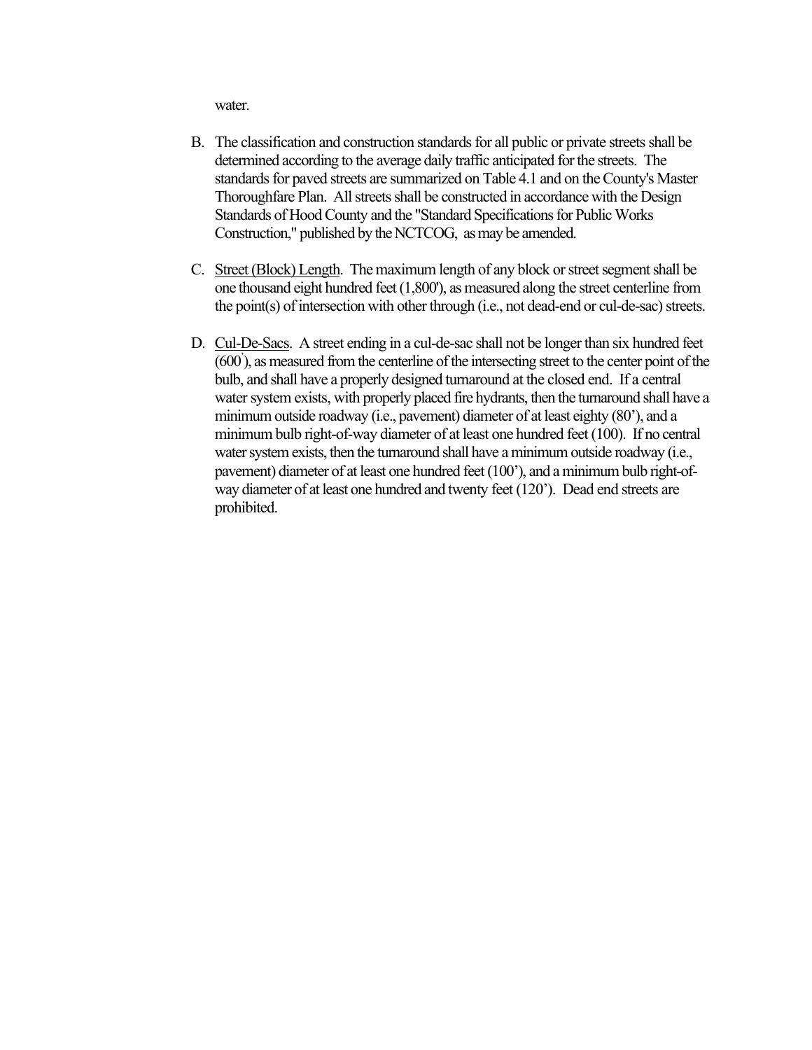water.

B. The classification and construction standards for all public or private streets shall be determined according to the average daily traffic anticipated for the streets. The standards for paved streets are summarized on Table 4.1 and on the County's Master Thoroughfare Plan. All streets shall be constructed in accordance with the Design Standards of Hood County and the "Standard Specifications for Public Works Construction," published by the NCTCOG, as may be amended.

C. Street (Block) Length. The maximum length of any block or street segment shall be one thousand eight hundred feet (1,800'), as measured along the street centerline from the point(s) of intersection with other through (i.e., not dead-end or cul-de-sac) streets.

D. Cul-De-Sacs. A street ending in a cul-de-sac shall not be longer than six hundred feet (600'), as measured from the centerline of the intersecting street to the center point of the bulb, and shall have a properly designed turnaround at the closed end. If a central water system exists, with properly placed fire hydrants, then the turnaround shall have a minimum outside roadway (i.e., pavement) diameter of at least eighty (80'), and a minimum bulb right-of-way diameter of at least one hundred feet (100). If no central water system exists, then the turnaround shall have a minimum outside roadway (i.e., pavement) diameter of at least one hundred feet (100'), and a minimum bulb right-of-way diameter of at least one hundred and twenty feet (120'). Dead end streets are prohibited.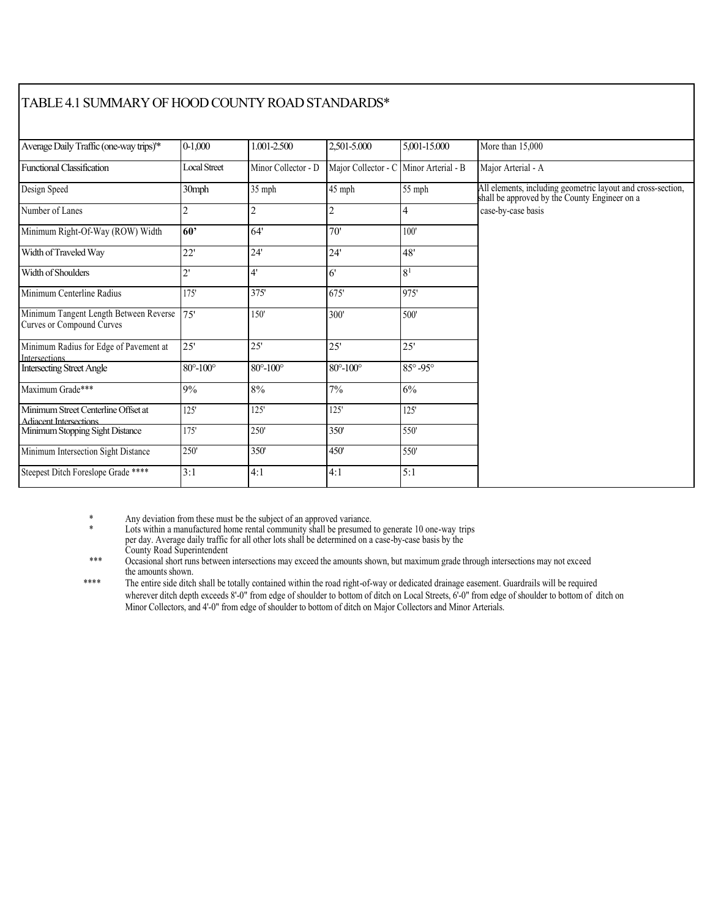# TABLE 4.1 SUMMARY OF HOOD COUNTY ROAD STANDARDS*

| Average Daily Traffic (one-way trips)* | 0-1,000 | 1.001-2.500 | 2,501-5.000 | 5,001-15.000 | More than 15,000 |
|---|---|---|---|---|---|
| Functional Classification | Local Street | Minor Collector - D | Major Collector - C | Minor Arterial - B | Major Arterial - A |
| Design Speed | 30mph | 35 mph | 45 mph | 55 mph | All elements, including geometric layout and cross-section, shall be approved by the County Engineer on a case-by-case basis |
| Number of Lanes | 2 | 2 | 2 | 4 | |
| Minimum Right-Of-Way (ROW) Width | **60'** | 64' | 70' | 100' | |
| Width of Traveled Way | 22' | 24' | 24' | 48' | |
| Width of Shoulders | 2' | 4' | 6' | 8[1] | |
| Minimum Centerline Radius | 175' | 375' | 675' | 975' | |
| Minimum Tangent Length Between Reverse Curves or Compound Curves | 75' | 150' | 300' | 500' | |
| Minimum Radius for Edge of Pavement at Intersections | 25' | 25' | 25' | 25' | |
| Intersecting Street Angle | 80°-100° | 80°-100° | 80°-100° | 85° -95° | |
| Maximum Grade*** | 9% | 8% | 7% | 6% | |
| Minimum Street Centerline Offset at Adjacent Intersections | 125' | 125' | 125' | 125' | |
| Minimum Stopping Sight Distance | 175' | 250' | 350' | 550' | |
| Minimum Intersection Sight Distance | 250' | 350' | 450' | 550' | |
| Steepest Ditch Foreslope Grade **** | 3:1 | 4:1 | 4:1 | 5:1 | |

\* Any deviation from these must be the subject of an approved variance.

\* Lots within a manufactured home rental community shall be presumed to generate 10 one-way trips per day. Average daily traffic for all other lots shall be determined on a case-by-case basis by the County Road Superintendent

\*** Occasional short runs between intersections may exceed the amounts shown, but maximum grade through intersections may not exceed the amounts shown.

\**** The entire side ditch shall be totally contained within the road right-of-way or dedicated drainage easement. Guardrails will be required wherever ditch depth exceeds 8'-0" from edge of shoulder to bottom of ditch on Local Streets, 6'-0" from edge of shoulder to bottom of ditch on Minor Collectors, and 4'-0" from edge of shoulder to bottom of ditch on Major Collectors and Minor Arterials.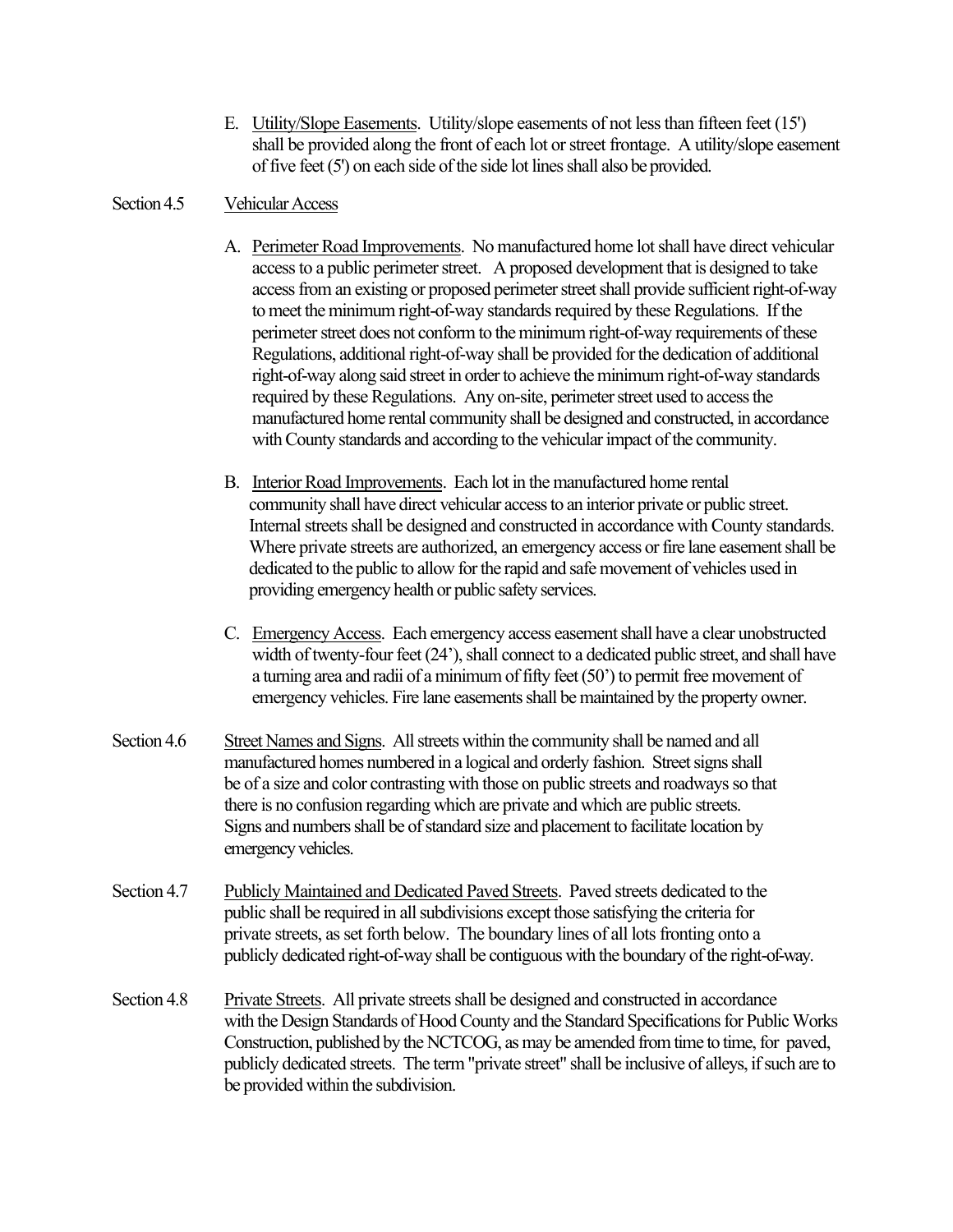E. <u>Utility/Slope Easements</u>. Utility/slope easements of not less than fifteen feet (15') shall be provided along the front of each lot or street frontage. A utility/slope easement of five feet (5') on each side of the side lot lines shall also be provided.

Section 4.5 <u>Vehicular Access</u>

A. <u>Perimeter Road Improvements</u>. No manufactured home lot shall have direct vehicular access to a public perimeter street. A proposed development that is designed to take access from an existing or proposed perimeter street shall provide sufficient right-of-way to meet the minimum right-of-way standards required by these Regulations. If the perimeter street does not conform to the minimum right-of-way requirements of these Regulations, additional right-of-way shall be provided for the dedication of additional right-of-way along said street in order to achieve the minimum right-of-way standards required by these Regulations. Any on-site, perimeter street used to access the manufactured home rental community shall be designed and constructed, in accordance with County standards and according to the vehicular impact of the community.

B. <u>Interior Road Improvements</u>. Each lot in the manufactured home rental community shall have direct vehicular access to an interior private or public street. Internal streets shall be designed and constructed in accordance with County standards. Where private streets are authorized, an emergency access or fire lane easement shall be dedicated to the public to allow for the rapid and safe movement of vehicles used in providing emergency health or public safety services.

C. <u>Emergency Access</u>. Each emergency access easement shall have a clear unobstructed width of twenty-four feet (24'), shall connect to a dedicated public street, and shall have a turning area and radii of a minimum of fifty feet (50') to permit free movement of emergency vehicles. Fire lane easements shall be maintained by the property owner.

Section 4.6 <u>Street Names and Signs</u>. All streets within the community shall be named and all manufactured homes numbered in a logical and orderly fashion. Street signs shall be of a size and color contrasting with those on public streets and roadways so that there is no confusion regarding which are private and which are public streets. Signs and numbers shall be of standard size and placement to facilitate location by emergency vehicles.

Section 4.7 <u>Publicly Maintained and Dedicated Paved Streets</u>. Paved streets dedicated to the public shall be required in all subdivisions except those satisfying the criteria for private streets, as set forth below. The boundary lines of all lots fronting onto a publicly dedicated right-of-way shall be contiguous with the boundary of the right-of-way.

Section 4.8 <u>Private Streets</u>. All private streets shall be designed and constructed in accordance with the Design Standards of Hood County and the Standard Specifications for Public Works Construction, published by the NCTCOG, as may be amended from time to time, for paved, publicly dedicated streets. The term "private street" shall be inclusive of alleys, if such are to be provided within the subdivision.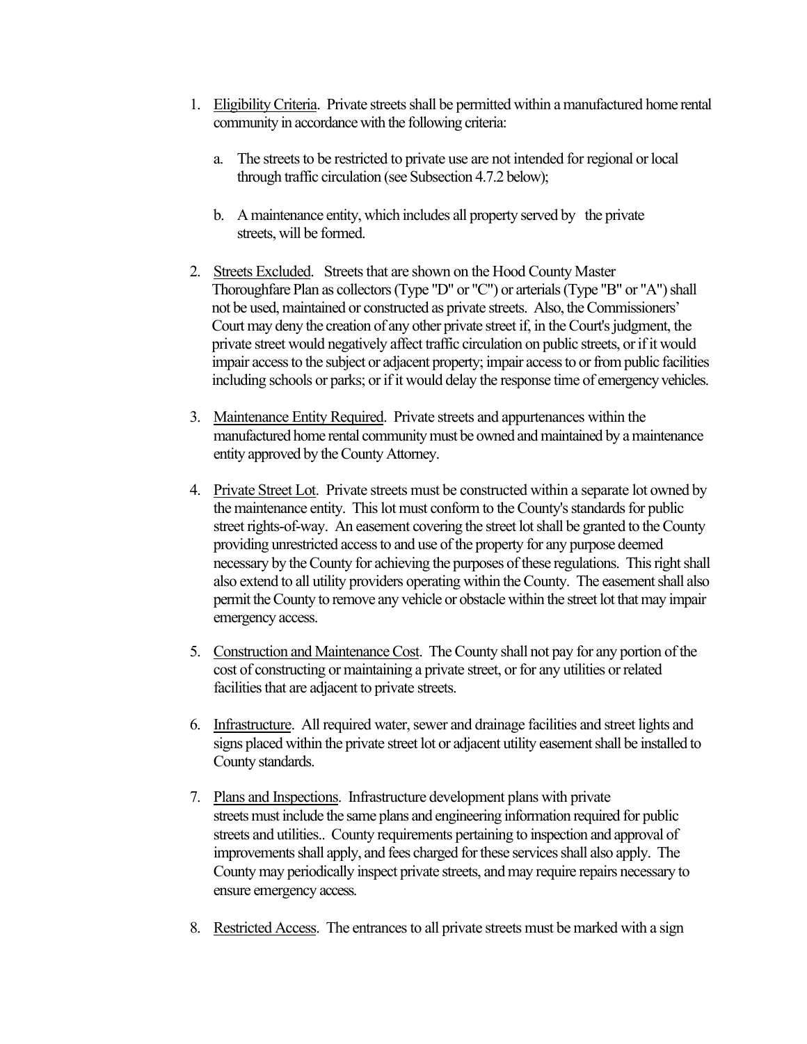1. Eligibility Criteria. Private streets shall be permitted within a manufactured home rental community in accordance with the following criteria:

   a. The streets to be restricted to private use are not intended for regional or local through traffic circulation (see Subsection 4.7.2 below);

   b. A maintenance entity, which includes all property served by the private streets, will be formed.

2. Streets Excluded. Streets that are shown on the Hood County Master Thoroughfare Plan as collectors (Type "D" or "C") or arterials (Type "B" or "A") shall not be used, maintained or constructed as private streets. Also, the Commissioners' Court may deny the creation of any other private street if, in the Court's judgment, the private street would negatively affect traffic circulation on public streets, or if it would impair access to the subject or adjacent property; impair access to or from public facilities including schools or parks; or if it would delay the response time of emergency vehicles.

3. Maintenance Entity Required. Private streets and appurtenances within the manufactured home rental community must be owned and maintained by a maintenance entity approved by the County Attorney.

4. Private Street Lot. Private streets must be constructed within a separate lot owned by the maintenance entity. This lot must conform to the County's standards for public street rights-of-way. An easement covering the street lot shall be granted to the County providing unrestricted access to and use of the property for any purpose deemed necessary by the County for achieving the purposes of these regulations. This right shall also extend to all utility providers operating within the County. The easement shall also permit the County to remove any vehicle or obstacle within the street lot that may impair emergency access.

5. Construction and Maintenance Cost. The County shall not pay for any portion of the cost of constructing or maintaining a private street, or for any utilities or related facilities that are adjacent to private streets.

6. Infrastructure. All required water, sewer and drainage facilities and street lights and signs placed within the private street lot or adjacent utility easement shall be installed to County standards.

7. Plans and Inspections. Infrastructure development plans with private streets must include the same plans and engineering information required for public streets and utilities.. County requirements pertaining to inspection and approval of improvements shall apply, and fees charged for these services shall also apply. The County may periodically inspect private streets, and may require repairs necessary to ensure emergency access.

8. Restricted Access. The entrances to all private streets must be marked with a sign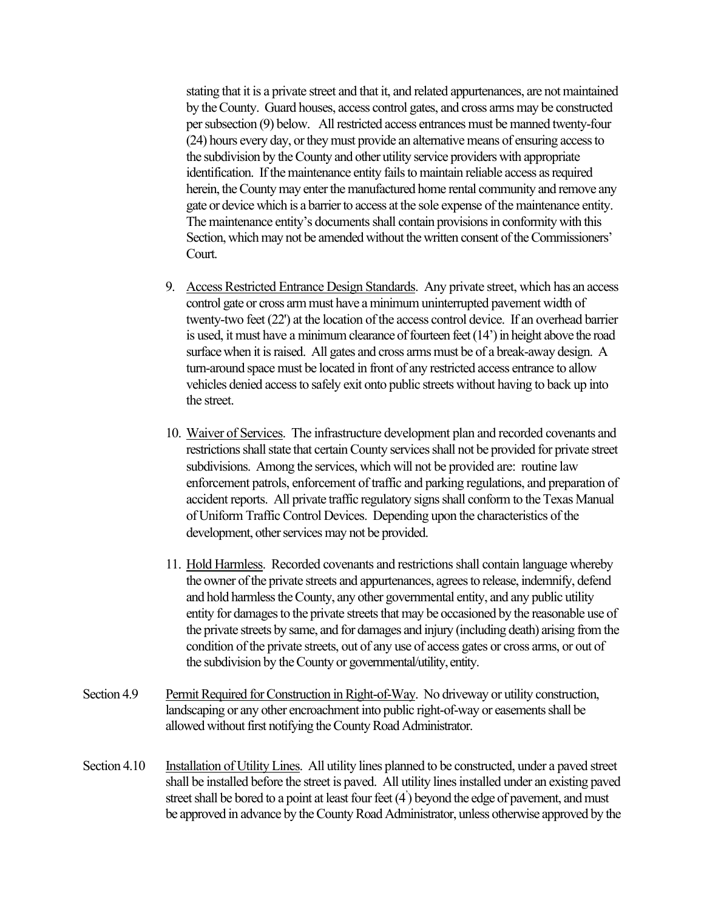stating that it is a private street and that it, and related appurtenances, are not maintained by the County. Guard houses, access control gates, and cross arms may be constructed per subsection (9) below. All restricted access entrances must be manned twenty-four (24) hours every day, or they must provide an alternative means of ensuring access to the subdivision by the County and other utility service providers with appropriate identification. If the maintenance entity fails to maintain reliable access as required herein, the County may enter the manufactured home rental community and remove any gate or device which is a barrier to access at the sole expense of the maintenance entity. The maintenance entity's documents shall contain provisions in conformity with this Section, which may not be amended without the written consent of the Commissioners' Court.

9. Access Restricted Entrance Design Standards. Any private street, which has an access control gate or cross arm must have a minimum uninterrupted pavement width of twenty-two feet (22') at the location of the access control device. If an overhead barrier is used, it must have a minimum clearance of fourteen feet (14') in height above the road surface when it is raised. All gates and cross arms must be of a break-away design. A turn-around space must be located in front of any restricted access entrance to allow vehicles denied access to safely exit onto public streets without having to back up into the street.

10. Waiver of Services. The infrastructure development plan and recorded covenants and restrictions shall state that certain County services shall not be provided for private street subdivisions. Among the services, which will not be provided are: routine law enforcement patrols, enforcement of traffic and parking regulations, and preparation of accident reports. All private traffic regulatory signs shall conform to the Texas Manual of Uniform Traffic Control Devices. Depending upon the characteristics of the development, other services may not be provided.

11. Hold Harmless. Recorded covenants and restrictions shall contain language whereby the owner of the private streets and appurtenances, agrees to release, indemnify, defend and hold harmless the County, any other governmental entity, and any public utility entity for damages to the private streets that may be occasioned by the reasonable use of the private streets by same, and for damages and injury (including death) arising from the condition of the private streets, out of any use of access gates or cross arms, or out of the subdivision by the County or governmental/utility, entity.

Section 4.9 Permit Required for Construction in Right-of-Way. No driveway or utility construction, landscaping or any other encroachment into public right-of-way or easements shall be allowed without first notifying the County Road Administrator.

Section 4.10 Installation of Utility Lines. All utility lines planned to be constructed, under a paved street shall be installed before the street is paved. All utility lines installed under an existing paved street shall be bored to a point at least four feet (4') beyond the edge of pavement, and must be approved in advance by the County Road Administrator, unless otherwise approved by the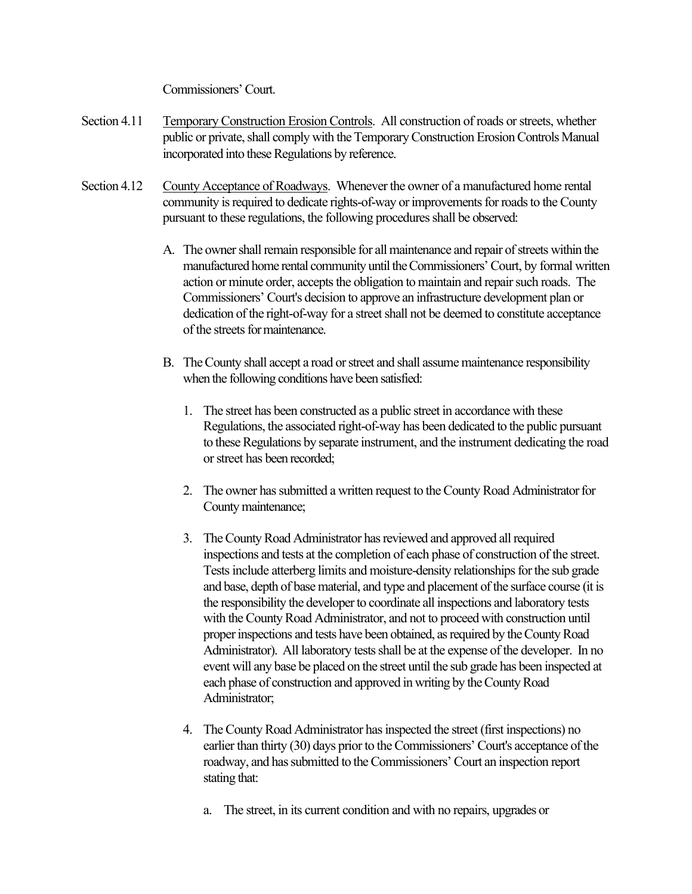Commissioners' Court.

Section 4.11 Temporary Construction Erosion Controls. All construction of roads or streets, whether public or private, shall comply with the Temporary Construction Erosion Controls Manual incorporated into these Regulations by reference.

Section 4.12 County Acceptance of Roadways. Whenever the owner of a manufactured home rental community is required to dedicate rights-of-way or improvements for roads to the County pursuant to these regulations, the following procedures shall be observed:

A. The owner shall remain responsible for all maintenance and repair of streets within the manufactured home rental community until the Commissioners' Court, by formal written action or minute order, accepts the obligation to maintain and repair such roads. The Commissioners' Court's decision to approve an infrastructure development plan or dedication of the right-of-way for a street shall not be deemed to constitute acceptance of the streets for maintenance.

B. The County shall accept a road or street and shall assume maintenance responsibility when the following conditions have been satisfied:

1. The street has been constructed as a public street in accordance with these Regulations, the associated right-of-way has been dedicated to the public pursuant to these Regulations by separate instrument, and the instrument dedicating the road or street has been recorded;

2. The owner has submitted a written request to the County Road Administrator for County maintenance;

3. The County Road Administrator has reviewed and approved all required inspections and tests at the completion of each phase of construction of the street. Tests include atterberg limits and moisture-density relationships for the sub grade and base, depth of base material, and type and placement of the surface course (it is the responsibility the developer to coordinate all inspections and laboratory tests with the County Road Administrator, and not to proceed with construction until proper inspections and tests have been obtained, as required by the County Road Administrator). All laboratory tests shall be at the expense of the developer. In no event will any base be placed on the street until the sub grade has been inspected at each phase of construction and approved in writing by the County Road Administrator;

4. The County Road Administrator has inspected the street (first inspections) no earlier than thirty (30) days prior to the Commissioners' Court's acceptance of the roadway, and has submitted to the Commissioners' Court an inspection report stating that:

   a. The street, in its current condition and with no repairs, upgrades or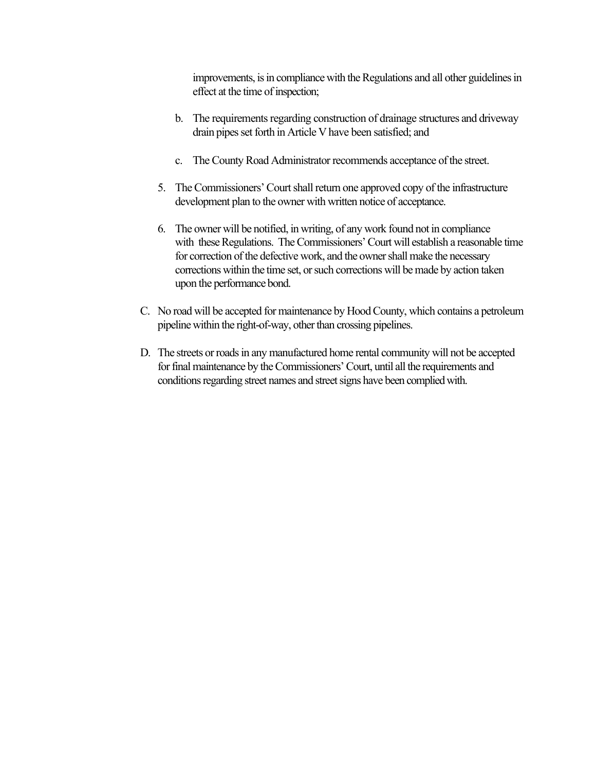improvements, is in compliance with the Regulations and all other guidelines in effect at the time of inspection;

   b. The requirements regarding construction of drainage structures and driveway drain pipes set forth in Article V have been satisfied; and

   c. The County Road Administrator recommends acceptance of the street.

5. The Commissioners' Court shall return one approved copy of the infrastructure development plan to the owner with written notice of acceptance.

6. The owner will be notified, in writing, of any work found not in compliance with these Regulations. The Commissioners' Court will establish a reasonable time for correction of the defective work, and the owner shall make the necessary corrections within the time set, or such corrections will be made by action taken upon the performance bond.

C. No road will be accepted for maintenance by Hood County, which contains a petroleum pipeline within the right-of-way, other than crossing pipelines.

D. The streets or roads in any manufactured home rental community will not be accepted for final maintenance by the Commissioners' Court, until all the requirements and conditions regarding street names and street signs have been complied with.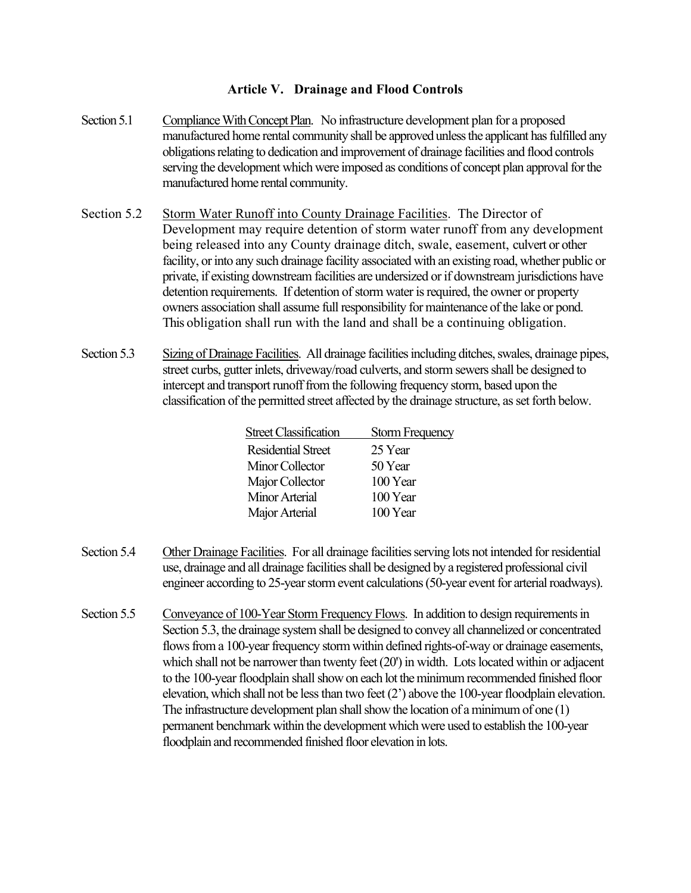## Article V. Drainage and Flood Controls

Section 5.1 Compliance With Concept Plan. No infrastructure development plan for a proposed manufactured home rental community shall be approved unless the applicant has fulfilled any obligations relating to dedication and improvement of drainage facilities and flood controls serving the development which were imposed as conditions of concept plan approval for the manufactured home rental community.

Section 5.2 Storm Water Runoff into County Drainage Facilities. The Director of Development may require detention of storm water runoff from any development being released into any County drainage ditch, swale, easement, culvert or other facility, or into any such drainage facility associated with an existing road, whether public or private, if existing downstream facilities are undersized or if downstream jurisdictions have detention requirements. If detention of storm water is required, the owner or property owners association shall assume full responsibility for maintenance of the lake or pond. This obligation shall run with the land and shall be a continuing obligation.

Section 5.3 Sizing of Drainage Facilities. All drainage facilities including ditches, swales, drainage pipes, street curbs, gutter inlets, driveway/road culverts, and storm sewers shall be designed to intercept and transport runoff from the following frequency storm, based upon the classification of the permitted street affected by the drainage structure, as set forth below.

| Street Classification | Storm Frequency |
|---|---|
| Residential Street | 25 Year |
| Minor Collector | 50 Year |
| Major Collector | 100 Year |
| Minor Arterial | 100 Year |
| Major Arterial | 100 Year |

Section 5.4 Other Drainage Facilities. For all drainage facilities serving lots not intended for residential use, drainage and all drainage facilities shall be designed by a registered professional civil engineer according to 25-year storm event calculations (50-year event for arterial roadways).

Section 5.5 Conveyance of 100-Year Storm Frequency Flows. In addition to design requirements in Section 5.3, the drainage system shall be designed to convey all channelized or concentrated flows from a 100-year frequency storm within defined rights-of-way or drainage easements, which shall not be narrower than twenty feet (20') in width. Lots located within or adjacent to the 100-year floodplain shall show on each lot the minimum recommended finished floor elevation, which shall not be less than two feet (2') above the 100-year floodplain elevation. The infrastructure development plan shall show the location of a minimum of one (1) permanent benchmark within the development which were used to establish the 100-year floodplain and recommended finished floor elevation in lots.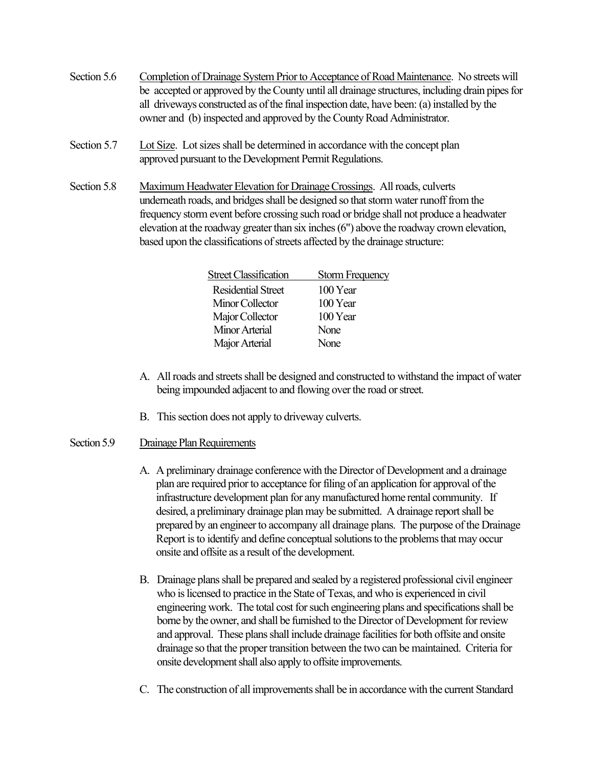Section 5.6 Completion of Drainage System Prior to Acceptance of Road Maintenance. No streets will be accepted or approved by the County until all drainage structures, including drain pipes for all driveways constructed as of the final inspection date, have been: (a) installed by the owner and (b) inspected and approved by the County Road Administrator.

Section 5.7 Lot Size. Lot sizes shall be determined in accordance with the concept plan approved pursuant to the Development Permit Regulations.

Section 5.8 Maximum Headwater Elevation for Drainage Crossings. All roads, culverts underneath roads, and bridges shall be designed so that storm water runoff from the frequency storm event before crossing such road or bridge shall not produce a headwater elevation at the roadway greater than six inches (6") above the roadway crown elevation, based upon the classifications of streets affected by the drainage structure:

| Street Classification | Storm Frequency |
|---|---|
| Residential Street | 100 Year |
| Minor Collector | 100 Year |
| Major Collector | 100 Year |
| Minor Arterial | None |
| Major Arterial | None |

A. All roads and streets shall be designed and constructed to withstand the impact of water being impounded adjacent to and flowing over the road or street.

B. This section does not apply to driveway culverts.

Section 5.9 Drainage Plan Requirements

A. A preliminary drainage conference with the Director of Development and a drainage plan are required prior to acceptance for filing of an application for approval of the infrastructure development plan for any manufactured home rental community. If desired, a preliminary drainage plan may be submitted. A drainage report shall be prepared by an engineer to accompany all drainage plans. The purpose of the Drainage Report is to identify and define conceptual solutions to the problems that may occur onsite and offsite as a result of the development.

B. Drainage plans shall be prepared and sealed by a registered professional civil engineer who is licensed to practice in the State of Texas, and who is experienced in civil engineering work. The total cost for such engineering plans and specifications shall be borne by the owner, and shall be furnished to the Director of Development for review and approval. These plans shall include drainage facilities for both offsite and onsite drainage so that the proper transition between the two can be maintained. Criteria for onsite development shall also apply to offsite improvements.

C. The construction of all improvements shall be in accordance with the current Standard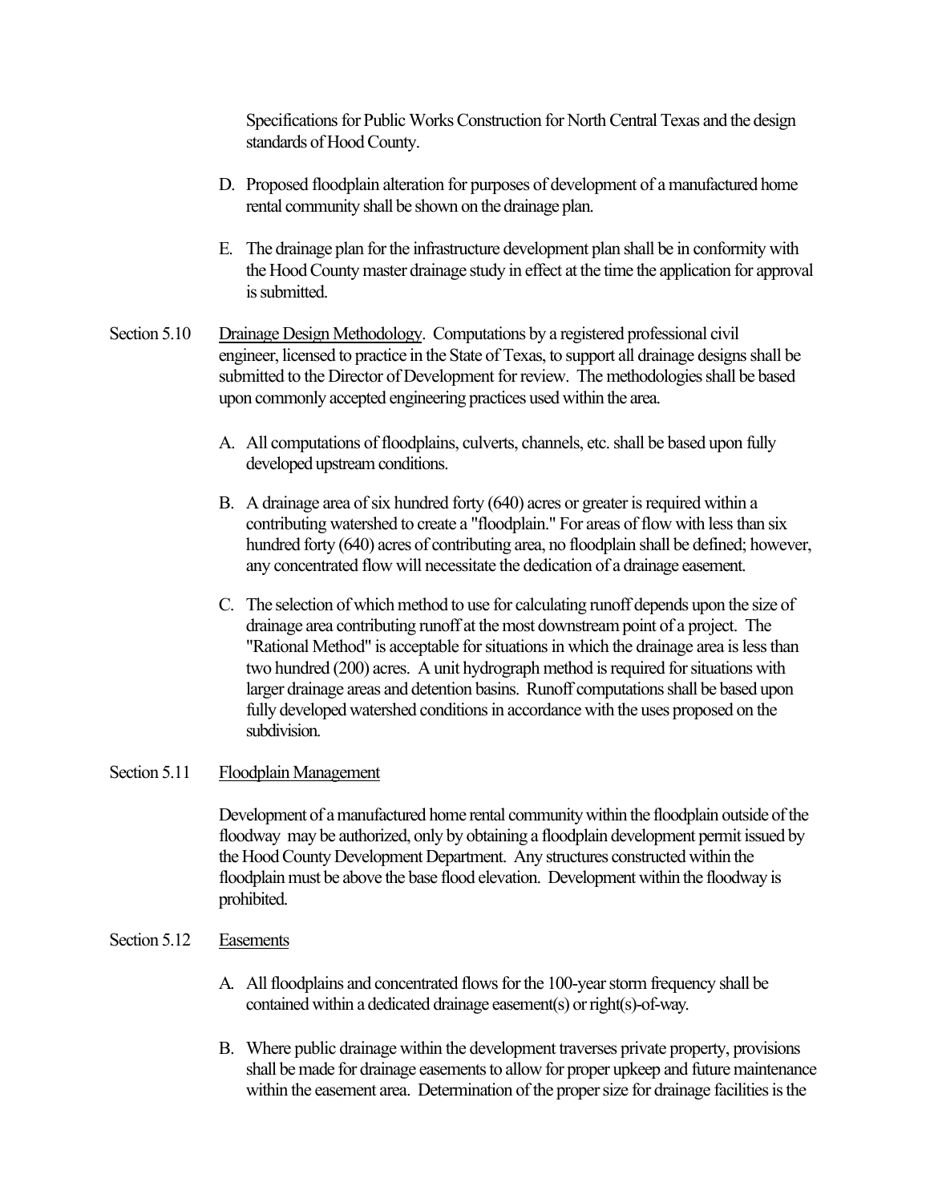Specifications for Public Works Construction for North Central Texas and the design standards of Hood County.

D. Proposed floodplain alteration for purposes of development of a manufactured home rental community shall be shown on the drainage plan.

E. The drainage plan for the infrastructure development plan shall be in conformity with the Hood County master drainage study in effect at the time the application for approval is submitted.

Section 5.10 Drainage Design Methodology. Computations by a registered professional civil engineer, licensed to practice in the State of Texas, to support all drainage designs shall be submitted to the Director of Development for review. The methodologies shall be based upon commonly accepted engineering practices used within the area.

A. All computations of floodplains, culverts, channels, etc. shall be based upon fully developed upstream conditions.

B. A drainage area of six hundred forty (640) acres or greater is required within a contributing watershed to create a "floodplain." For areas of flow with less than six hundred forty (640) acres of contributing area, no floodplain shall be defined; however, any concentrated flow will necessitate the dedication of a drainage easement.

C. The selection of which method to use for calculating runoff depends upon the size of drainage area contributing runoff at the most downstream point of a project. The "Rational Method" is acceptable for situations in which the drainage area is less than two hundred (200) acres. A unit hydrograph method is required for situations with larger drainage areas and detention basins. Runoff computations shall be based upon fully developed watershed conditions in accordance with the uses proposed on the subdivision.

Section 5.11 Floodplain Management

Development of a manufactured home rental community within the floodplain outside of the floodway may be authorized, only by obtaining a floodplain development permit issued by the Hood County Development Department. Any structures constructed within the floodplain must be above the base flood elevation. Development within the floodway is prohibited.

Section 5.12 Easements

A. All floodplains and concentrated flows for the 100-year storm frequency shall be contained within a dedicated drainage easement(s) or right(s)-of-way.

B. Where public drainage within the development traverses private property, provisions shall be made for drainage easements to allow for proper upkeep and future maintenance within the easement area. Determination of the proper size for drainage facilities is the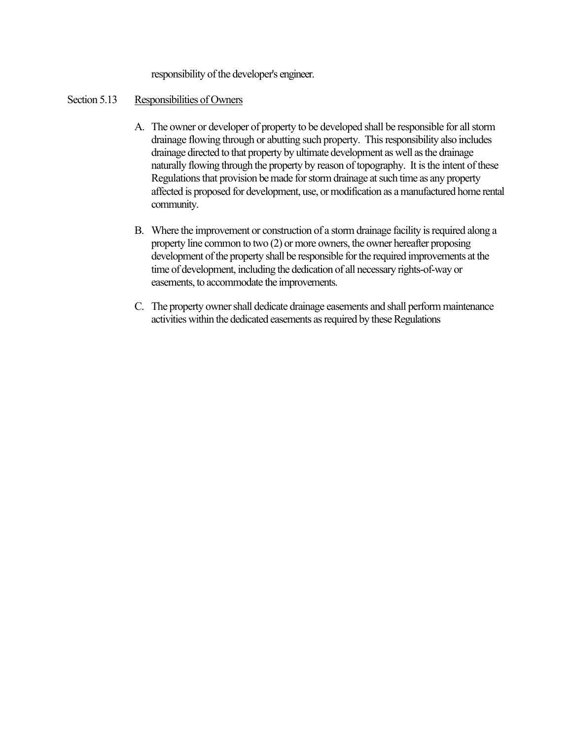responsibility of the developer's engineer.

## Section 5.13 Responsibilities of Owners

A. The owner or developer of property to be developed shall be responsible for all storm drainage flowing through or abutting such property. This responsibility also includes drainage directed to that property by ultimate development as well as the drainage naturally flowing through the property by reason of topography. It is the intent of these Regulations that provision be made for storm drainage at such time as any property affected is proposed for development, use, or modification as a manufactured home rental community.

B. Where the improvement or construction of a storm drainage facility is required along a property line common to two (2) or more owners, the owner hereafter proposing development of the property shall be responsible for the required improvements at the time of development, including the dedication of all necessary rights-of-way or easements, to accommodate the improvements.

C. The property owner shall dedicate drainage easements and shall perform maintenance activities within the dedicated easements as required by these Regulations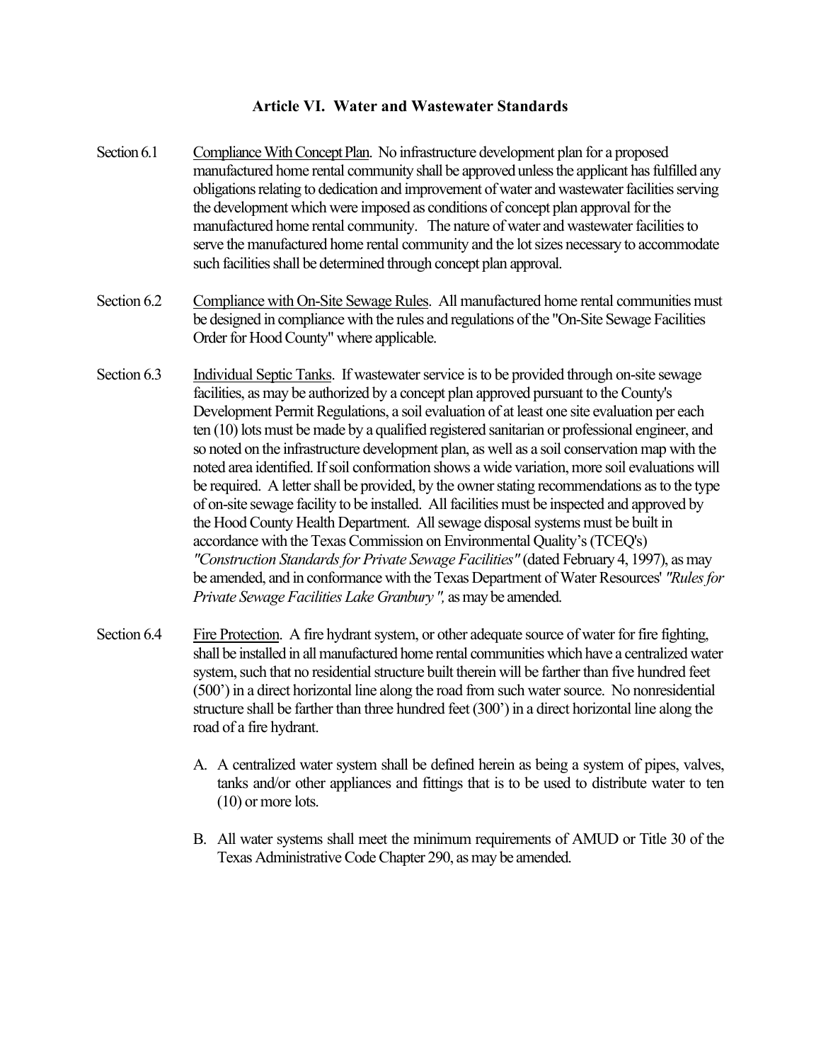## Article VI. Water and Wastewater Standards

Section 6.1 Compliance With Concept Plan. No infrastructure development plan for a proposed manufactured home rental community shall be approved unless the applicant has fulfilled any obligations relating to dedication and improvement of water and wastewater facilities serving the development which were imposed as conditions of concept plan approval for the manufactured home rental community. The nature of water and wastewater facilities to serve the manufactured home rental community and the lot sizes necessary to accommodate such facilities shall be determined through concept plan approval.

Section 6.2 Compliance with On-Site Sewage Rules. All manufactured home rental communities must be designed in compliance with the rules and regulations of the "On-Site Sewage Facilities Order for Hood County" where applicable.

Section 6.3 Individual Septic Tanks. If wastewater service is to be provided through on-site sewage facilities, as may be authorized by a concept plan approved pursuant to the County's Development Permit Regulations, a soil evaluation of at least one site evaluation per each ten (10) lots must be made by a qualified registered sanitarian or professional engineer, and so noted on the infrastructure development plan, as well as a soil conservation map with the noted area identified. If soil conformation shows a wide variation, more soil evaluations will be required. A letter shall be provided, by the owner stating recommendations as to the type of on-site sewage facility to be installed. All facilities must be inspected and approved by the Hood County Health Department. All sewage disposal systems must be built in accordance with the Texas Commission on Environmental Quality's (TCEQ's) *"Construction Standards for Private Sewage Facilities"* (dated February 4, 1997), as may be amended, and in conformance with the Texas Department of Water Resources' *"Rules for Private Sewage Facilities Lake Granbury",* as may be amended.

Section 6.4 Fire Protection. A fire hydrant system, or other adequate source of water for fire fighting, shall be installed in all manufactured home rental communities which have a centralized water system, such that no residential structure built therein will be farther than five hundred feet (500') in a direct horizontal line along the road from such water source. No nonresidential structure shall be farther than three hundred feet (300') in a direct horizontal line along the road of a fire hydrant.

A. A centralized water system shall be defined herein as being a system of pipes, valves, tanks and/or other appliances and fittings that is to be used to distribute water to ten (10) or more lots.

B. All water systems shall meet the minimum requirements of AMUD or Title 30 of the Texas Administrative Code Chapter 290, as may be amended.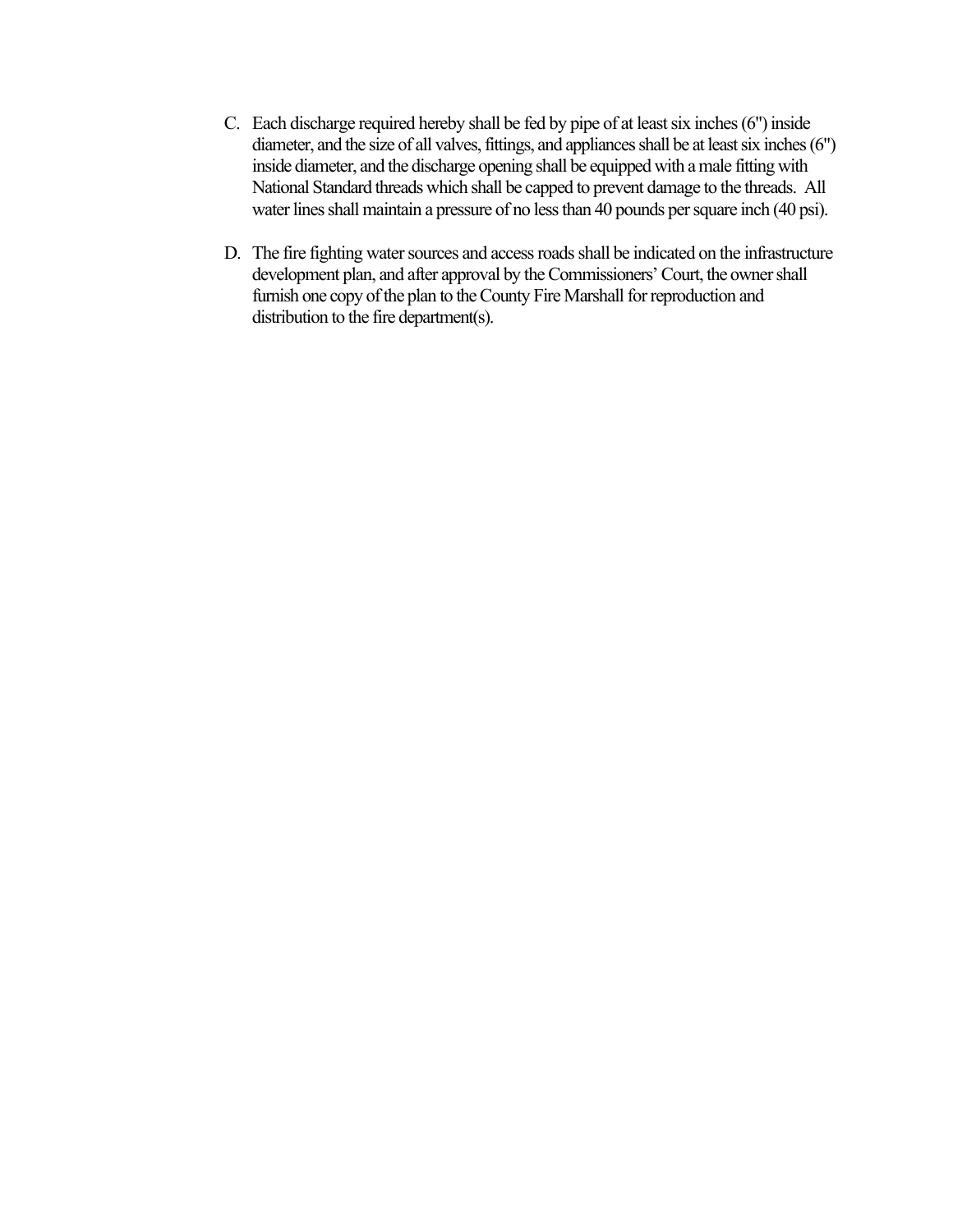C. Each discharge required hereby shall be fed by pipe of at least six inches (6") inside diameter, and the size of all valves, fittings, and appliances shall be at least six inches (6") inside diameter, and the discharge opening shall be equipped with a male fitting with National Standard threads which shall be capped to prevent damage to the threads. All water lines shall maintain a pressure of no less than 40 pounds per square inch (40 psi).

D. The fire fighting water sources and access roads shall be indicated on the infrastructure development plan, and after approval by the Commissioners' Court, the owner shall furnish one copy of the plan to the County Fire Marshall for reproduction and distribution to the fire department(s).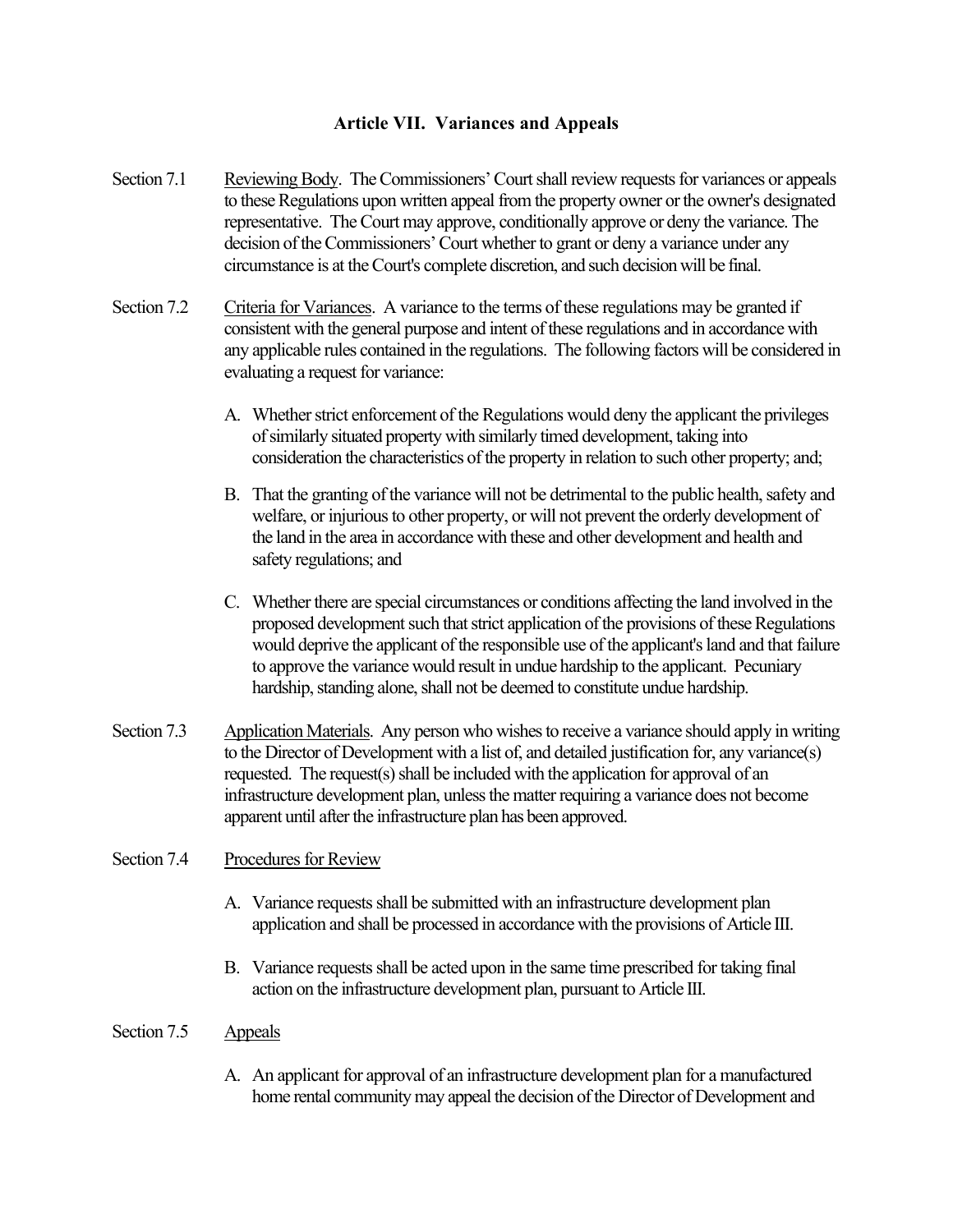## Article VII. Variances and Appeals

Section 7.1 Reviewing Body. The Commissioners' Court shall review requests for variances or appeals to these Regulations upon written appeal from the property owner or the owner's designated representative. The Court may approve, conditionally approve or deny the variance. The decision of the Commissioners' Court whether to grant or deny a variance under any circumstance is at the Court's complete discretion, and such decision will be final.

Section 7.2 Criteria for Variances. A variance to the terms of these regulations may be granted if consistent with the general purpose and intent of these regulations and in accordance with any applicable rules contained in the regulations. The following factors will be considered in evaluating a request for variance:

A. Whether strict enforcement of the Regulations would deny the applicant the privileges of similarly situated property with similarly timed development, taking into consideration the characteristics of the property in relation to such other property; and;

B. That the granting of the variance will not be detrimental to the public health, safety and welfare, or injurious to other property, or will not prevent the orderly development of the land in the area in accordance with these and other development and health and safety regulations; and

C. Whether there are special circumstances or conditions affecting the land involved in the proposed development such that strict application of the provisions of these Regulations would deprive the applicant of the responsible use of the applicant's land and that failure to approve the variance would result in undue hardship to the applicant. Pecuniary hardship, standing alone, shall not be deemed to constitute undue hardship.

Section 7.3 Application Materials. Any person who wishes to receive a variance should apply in writing to the Director of Development with a list of, and detailed justification for, any variance(s) requested. The request(s) shall be included with the application for approval of an infrastructure development plan, unless the matter requiring a variance does not become apparent until after the infrastructure plan has been approved.

Section 7.4 Procedures for Review

A. Variance requests shall be submitted with an infrastructure development plan application and shall be processed in accordance with the provisions of Article III.

B. Variance requests shall be acted upon in the same time prescribed for taking final action on the infrastructure development plan, pursuant to Article III.

Section 7.5 Appeals

A. An applicant for approval of an infrastructure development plan for a manufactured home rental community may appeal the decision of the Director of Development and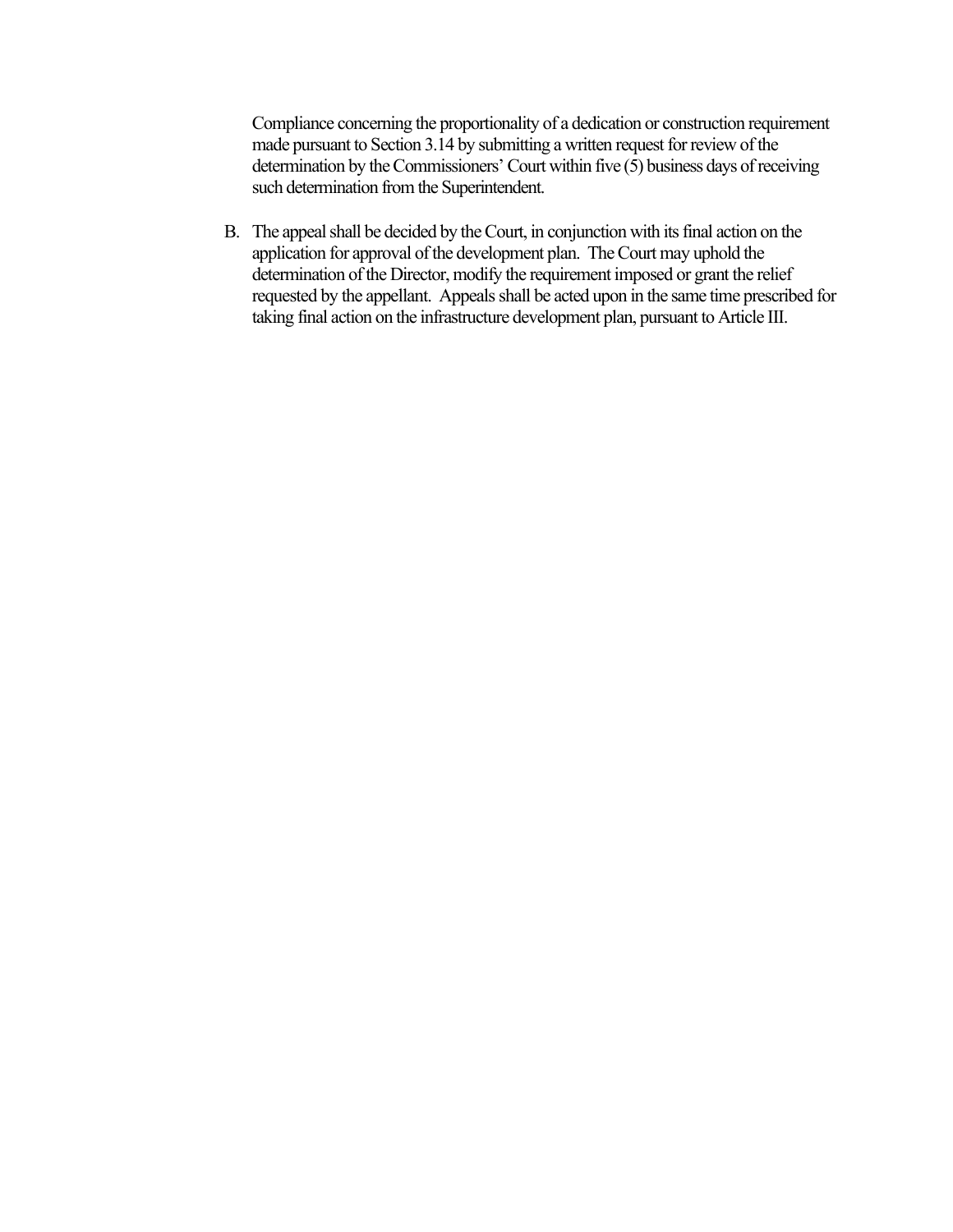Compliance concerning the proportionality of a dedication or construction requirement made pursuant to Section 3.14 by submitting a written request for review of the determination by the Commissioners' Court within five (5) business days of receiving such determination from the Superintendent.

B. The appeal shall be decided by the Court, in conjunction with its final action on the application for approval of the development plan. The Court may uphold the determination of the Director, modify the requirement imposed or grant the relief requested by the appellant. Appeals shall be acted upon in the same time prescribed for taking final action on the infrastructure development plan, pursuant to Article III.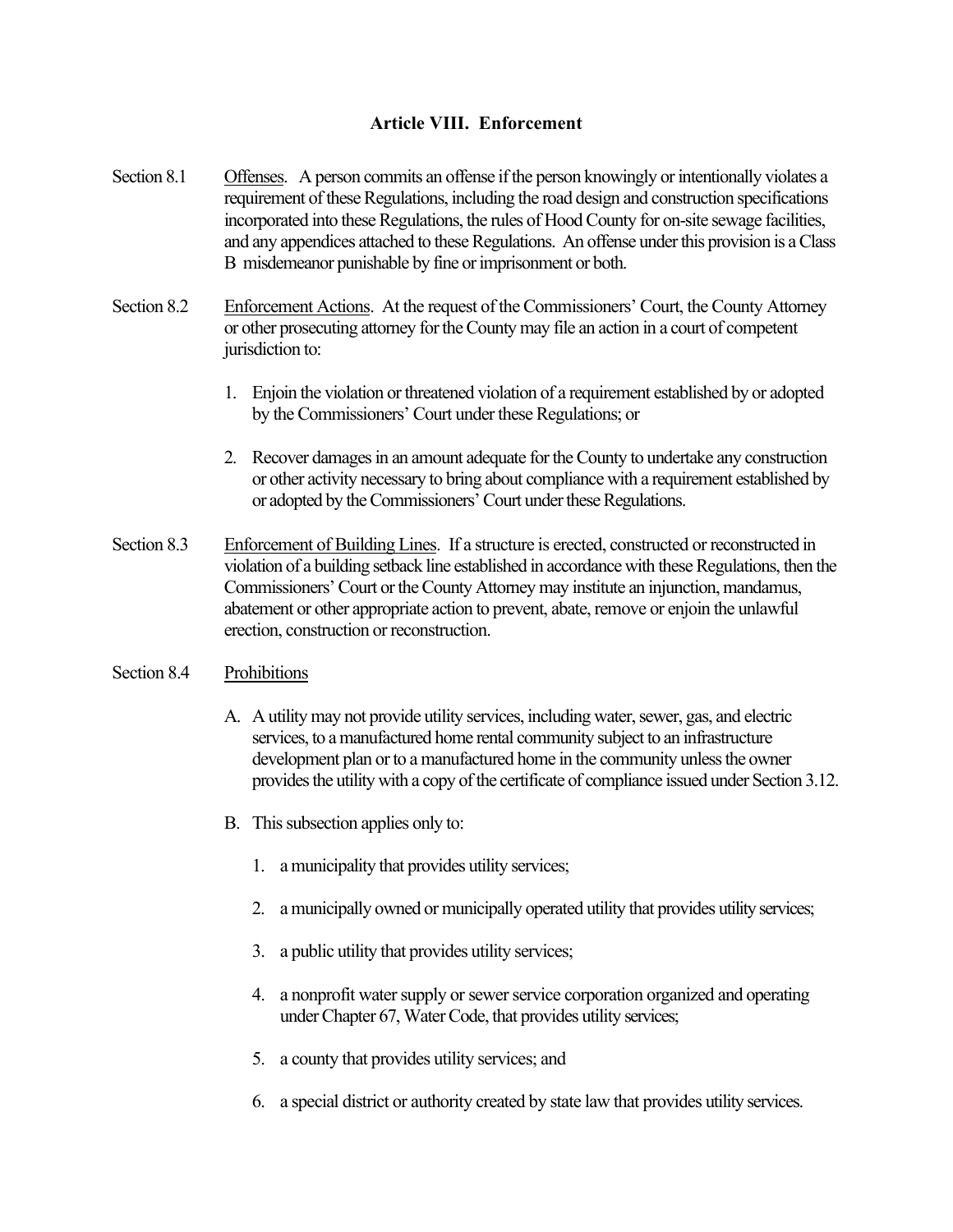## Article VIII. Enforcement

Section 8.1 Offenses. A person commits an offense if the person knowingly or intentionally violates a requirement of these Regulations, including the road design and construction specifications incorporated into these Regulations, the rules of Hood County for on-site sewage facilities, and any appendices attached to these Regulations. An offense under this provision is a Class B misdemeanor punishable by fine or imprisonment or both.

Section 8.2 Enforcement Actions. At the request of the Commissioners' Court, the County Attorney or other prosecuting attorney for the County may file an action in a court of competent jurisdiction to:

1. Enjoin the violation or threatened violation of a requirement established by or adopted by the Commissioners' Court under these Regulations; or

2. Recover damages in an amount adequate for the County to undertake any construction or other activity necessary to bring about compliance with a requirement established by or adopted by the Commissioners' Court under these Regulations.

Section 8.3 Enforcement of Building Lines. If a structure is erected, constructed or reconstructed in violation of a building setback line established in accordance with these Regulations, then the Commissioners' Court or the County Attorney may institute an injunction, mandamus, abatement or other appropriate action to prevent, abate, remove or enjoin the unlawful erection, construction or reconstruction.

Section 8.4 Prohibitions

A. A utility may not provide utility services, including water, sewer, gas, and electric services, to a manufactured home rental community subject to an infrastructure development plan or to a manufactured home in the community unless the owner provides the utility with a copy of the certificate of compliance issued under Section 3.12.

B. This subsection applies only to:

1. a municipality that provides utility services;

2. a municipally owned or municipally operated utility that provides utility services;

3. a public utility that provides utility services;

4. a nonprofit water supply or sewer service corporation organized and operating under Chapter 67, Water Code, that provides utility services;

5. a county that provides utility services; and

6. a special district or authority created by state law that provides utility services.